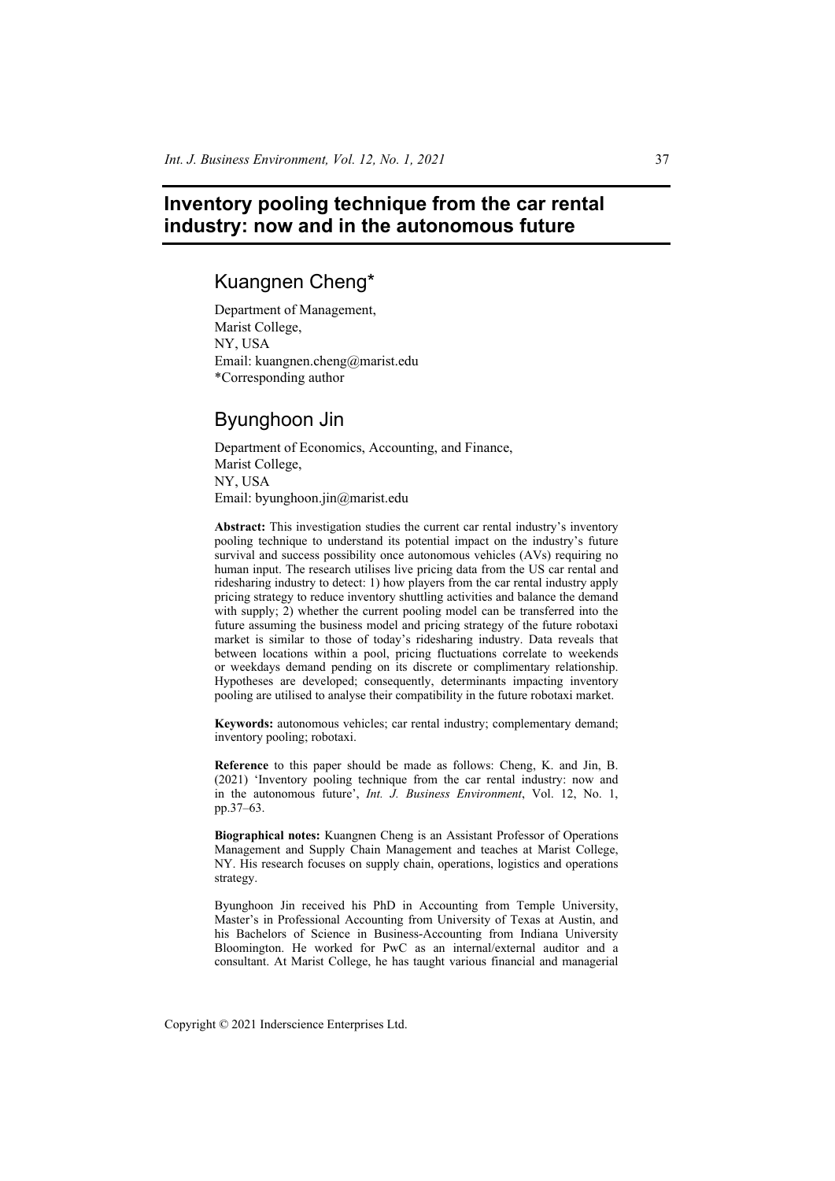# Inventory pooling technique from the car rental industry: now and in the autonomous future

## Kuangnen Cheng*

Department of Management,
Marist College,
NY, USA
Email: kuangnen.cheng@marist.edu
*Corresponding author

## Byunghoon Jin

Department of Economics, Accounting, and Finance,
Marist College,
NY, USA
Email: byunghoon.jin@marist.edu

**Abstract:** This investigation studies the current car rental industry's inventory pooling technique to understand its potential impact on the industry's future survival and success possibility once autonomous vehicles (AVs) requiring no human input. The research utilises live pricing data from the US car rental and ridesharing industry to detect: 1) how players from the car rental industry apply pricing strategy to reduce inventory shuttling activities and balance the demand with supply; 2) whether the current pooling model can be transferred into the future assuming the business model and pricing strategy of the future robotaxi market is similar to those of today's ridesharing industry. Data reveals that between locations within a pool, pricing fluctuations correlate to weekends or weekdays demand pending on its discrete or complimentary relationship. Hypotheses are developed; consequently, determinants impacting inventory pooling are utilised to analyse their compatibility in the future robotaxi market.

**Keywords:** autonomous vehicles; car rental industry; complementary demand; inventory pooling; robotaxi.

**Reference** to this paper should be made as follows: Cheng, K. and Jin, B. (2021) 'Inventory pooling technique from the car rental industry: now and in the autonomous future', *Int. J. Business Environment*, Vol. 12, No. 1, pp.37–63.

**Biographical notes:** Kuangnen Cheng is an Assistant Professor of Operations Management and Supply Chain Management and teaches at Marist College, NY. His research focuses on supply chain, operations, logistics and operations strategy.

Byunghoon Jin received his PhD in Accounting from Temple University, Master's in Professional Accounting from University of Texas at Austin, and his Bachelors of Science in Business-Accounting from Indiana University Bloomington. He worked for PwC as an internal/external auditor and a consultant. At Marist College, he has taught various financial and managerial

Copyright © 2021 Inderscience Enterprises Ltd.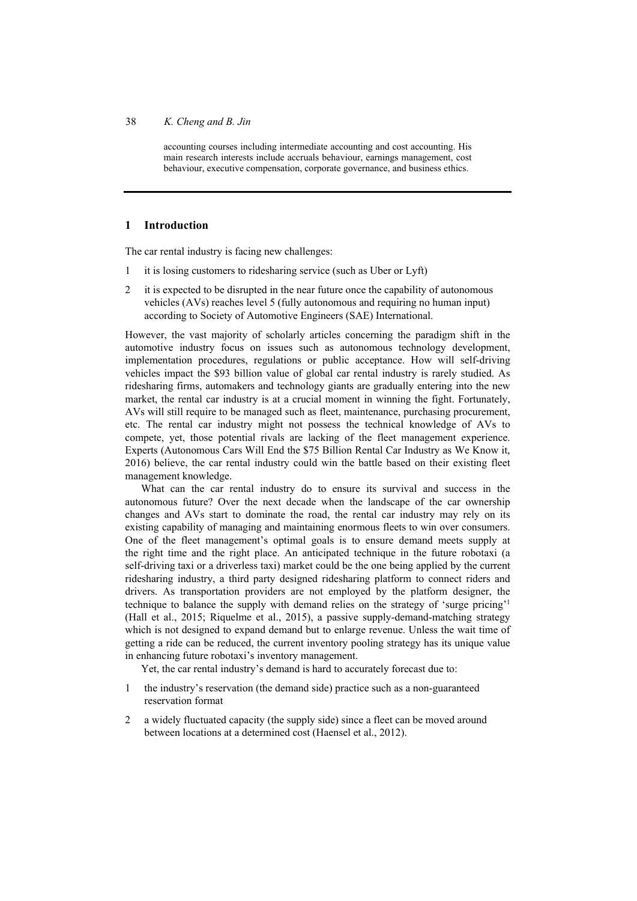accounting courses including intermediate accounting and cost accounting. His main research interests include accruals behaviour, earnings management, cost behaviour, executive compensation, corporate governance, and business ethics.

## 1 Introduction

The car rental industry is facing new challenges:

1. it is losing customers to ridesharing service (such as Uber or Lyft)
2. it is expected to be disrupted in the near future once the capability of autonomous vehicles (AVs) reaches level 5 (fully autonomous and requiring no human input) according to Society of Automotive Engineers (SAE) International.

However, the vast majority of scholarly articles concerning the paradigm shift in the automotive industry focus on issues such as autonomous technology development, implementation procedures, regulations or public acceptance. How will self-driving vehicles impact the $93 billion value of global car rental industry is rarely studied. As ridesharing firms, automakers and technology giants are gradually entering into the new market, the rental car industry is at a crucial moment in winning the fight. Fortunately, AVs will still require to be managed such as fleet, maintenance, purchasing procurement, etc. The rental car industry might not possess the technical knowledge of AVs to compete, yet, those potential rivals are lacking of the fleet management experience. Experts (Autonomous Cars Will End the $75 Billion Rental Car Industry as We Know it, 2016) believe, the car rental industry could win the battle based on their existing fleet management knowledge.

What can the car rental industry do to ensure its survival and success in the autonomous future? Over the next decade when the landscape of the car ownership changes and AVs start to dominate the road, the rental car industry may rely on its existing capability of managing and maintaining enormous fleets to win over consumers. One of the fleet management's optimal goals is to ensure demand meets supply at the right time and the right place. An anticipated technique in the future robotaxi (a self-driving taxi or a driverless taxi) market could be the one being applied by the current ridesharing industry, a third party designed ridesharing platform to connect riders and drivers. As transportation providers are not employed by the platform designer, the technique to balance the supply with demand relies on the strategy of 'surge pricing'[1] (Hall et al., 2015; Riquelme et al., 2015), a passive supply-demand-matching strategy which is not designed to expand demand but to enlarge revenue. Unless the wait time of getting a ride can be reduced, the current inventory pooling strategy has its unique value in enhancing future robotaxi's inventory management.

Yet, the car rental industry's demand is hard to accurately forecast due to:

1. the industry's reservation (the demand side) practice such as a non-guaranteed reservation format
2. a widely fluctuated capacity (the supply side) since a fleet can be moved around between locations at a determined cost (Haensel et al., 2012).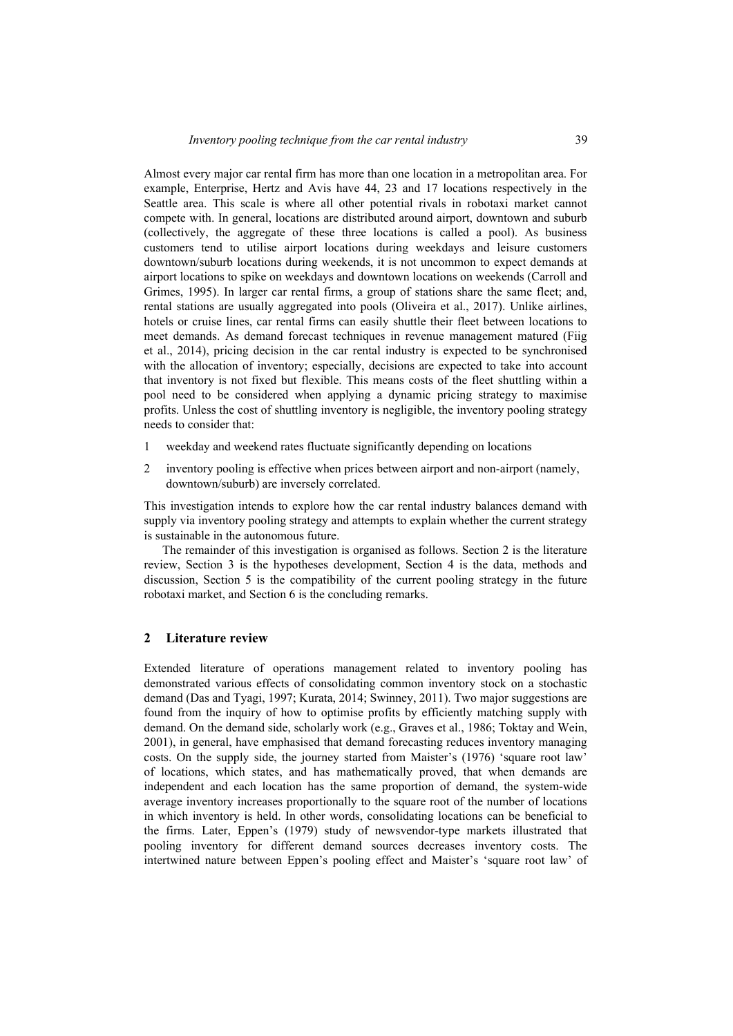Almost every major car rental firm has more than one location in a metropolitan area. For example, Enterprise, Hertz and Avis have 44, 23 and 17 locations respectively in the Seattle area. This scale is where all other potential rivals in robotaxi market cannot compete with. In general, locations are distributed around airport, downtown and suburb (collectively, the aggregate of these three locations is called a pool). As business customers tend to utilise airport locations during weekdays and leisure customers downtown/suburb locations during weekends, it is not uncommon to expect demands at airport locations to spike on weekdays and downtown locations on weekends (Carroll and Grimes, 1995). In larger car rental firms, a group of stations share the same fleet; and, rental stations are usually aggregated into pools (Oliveira et al., 2017). Unlike airlines, hotels or cruise lines, car rental firms can easily shuttle their fleet between locations to meet demands. As demand forecast techniques in revenue management matured (Fiig et al., 2014), pricing decision in the car rental industry is expected to be synchronised with the allocation of inventory; especially, decisions are expected to take into account that inventory is not fixed but flexible. This means costs of the fleet shuttling within a pool need to be considered when applying a dynamic pricing strategy to maximise profits. Unless the cost of shuttling inventory is negligible, the inventory pooling strategy needs to consider that:

1. weekday and weekend rates fluctuate significantly depending on locations
2. inventory pooling is effective when prices between airport and non-airport (namely, downtown/suburb) are inversely correlated.

This investigation intends to explore how the car rental industry balances demand with supply via inventory pooling strategy and attempts to explain whether the current strategy is sustainable in the autonomous future.

The remainder of this investigation is organised as follows. Section 2 is the literature review, Section 3 is the hypotheses development, Section 4 is the data, methods and discussion, Section 5 is the compatibility of the current pooling strategy in the future robotaxi market, and Section 6 is the concluding remarks.

## 2 Literature review

Extended literature of operations management related to inventory pooling has demonstrated various effects of consolidating common inventory stock on a stochastic demand (Das and Tyagi, 1997; Kurata, 2014; Swinney, 2011). Two major suggestions are found from the inquiry of how to optimise profits by efficiently matching supply with demand. On the demand side, scholarly work (e.g., Graves et al., 1986; Toktay and Wein, 2001), in general, have emphasised that demand forecasting reduces inventory managing costs. On the supply side, the journey started from Maister's (1976) 'square root law' of locations, which states, and has mathematically proved, that when demands are independent and each location has the same proportion of demand, the system-wide average inventory increases proportionally to the square root of the number of locations in which inventory is held. In other words, consolidating locations can be beneficial to the firms. Later, Eppen's (1979) study of newsvendor-type markets illustrated that pooling inventory for different demand sources decreases inventory costs. The intertwined nature between Eppen's pooling effect and Maister's 'square root law' of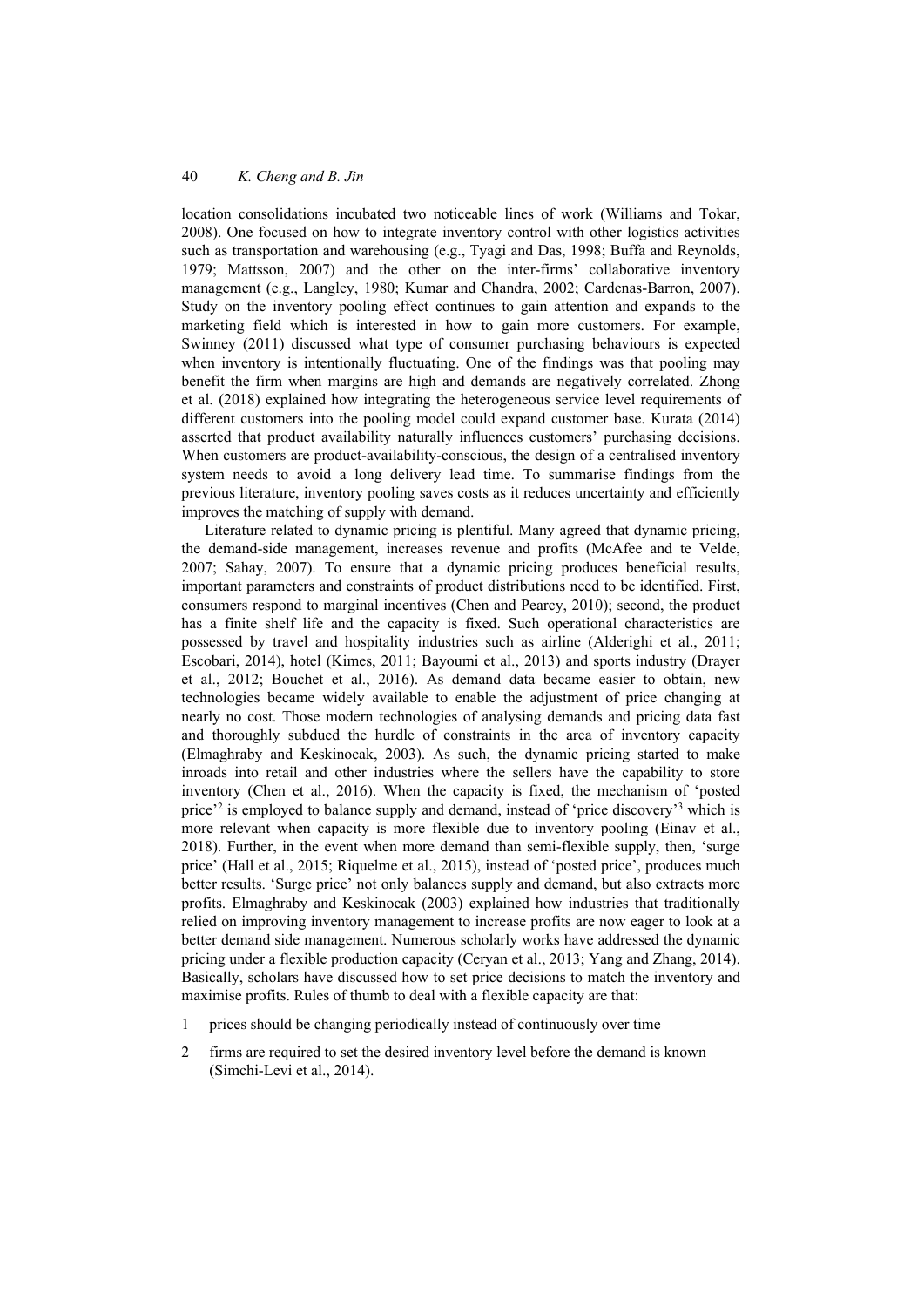location consolidations incubated two noticeable lines of work (Williams and Tokar, 2008). One focused on how to integrate inventory control with other logistics activities such as transportation and warehousing (e.g., Tyagi and Das, 1998; Buffa and Reynolds, 1979; Mattsson, 2007) and the other on the inter-firms' collaborative inventory management (e.g., Langley, 1980; Kumar and Chandra, 2002; Cardenas-Barron, 2007). Study on the inventory pooling effect continues to gain attention and expands to the marketing field which is interested in how to gain more customers. For example, Swinney (2011) discussed what type of consumer purchasing behaviours is expected when inventory is intentionally fluctuating. One of the findings was that pooling may benefit the firm when margins are high and demands are negatively correlated. Zhong et al. (2018) explained how integrating the heterogeneous service level requirements of different customers into the pooling model could expand customer base. Kurata (2014) asserted that product availability naturally influences customers' purchasing decisions. When customers are product-availability-conscious, the design of a centralised inventory system needs to avoid a long delivery lead time. To summarise findings from the previous literature, inventory pooling saves costs as it reduces uncertainty and efficiently improves the matching of supply with demand.

Literature related to dynamic pricing is plentiful. Many agreed that dynamic pricing, the demand-side management, increases revenue and profits (McAfee and te Velde, 2007; Sahay, 2007). To ensure that a dynamic pricing produces beneficial results, important parameters and constraints of product distributions need to be identified. First, consumers respond to marginal incentives (Chen and Pearcy, 2010); second, the product has a finite shelf life and the capacity is fixed. Such operational characteristics are possessed by travel and hospitality industries such as airline (Alderighi et al., 2011; Escobari, 2014), hotel (Kimes, 2011; Bayoumi et al., 2013) and sports industry (Drayer et al., 2012; Bouchet et al., 2016). As demand data became easier to obtain, new technologies became widely available to enable the adjustment of price changing at nearly no cost. Those modern technologies of analysing demands and pricing data fast and thoroughly subdued the hurdle of constraints in the area of inventory capacity (Elmaghraby and Keskinocak, 2003). As such, the dynamic pricing started to make inroads into retail and other industries where the sellers have the capability to store inventory (Chen et al., 2016). When the capacity is fixed, the mechanism of 'posted price'[2] is employed to balance supply and demand, instead of 'price discovery'[3] which is more relevant when capacity is more flexible due to inventory pooling (Einav et al., 2018). Further, in the event when more demand than semi-flexible supply, then, 'surge price' (Hall et al., 2015; Riquelme et al., 2015), instead of 'posted price', produces much better results. 'Surge price' not only balances supply and demand, but also extracts more profits. Elmaghraby and Keskinocak (2003) explained how industries that traditionally relied on improving inventory management to increase profits are now eager to look at a better demand side management. Numerous scholarly works have addressed the dynamic pricing under a flexible production capacity (Ceryan et al., 2013; Yang and Zhang, 2014). Basically, scholars have discussed how to set price decisions to match the inventory and maximise profits. Rules of thumb to deal with a flexible capacity are that:

1. prices should be changing periodically instead of continuously over time
2. firms are required to set the desired inventory level before the demand is known (Simchi-Levi et al., 2014).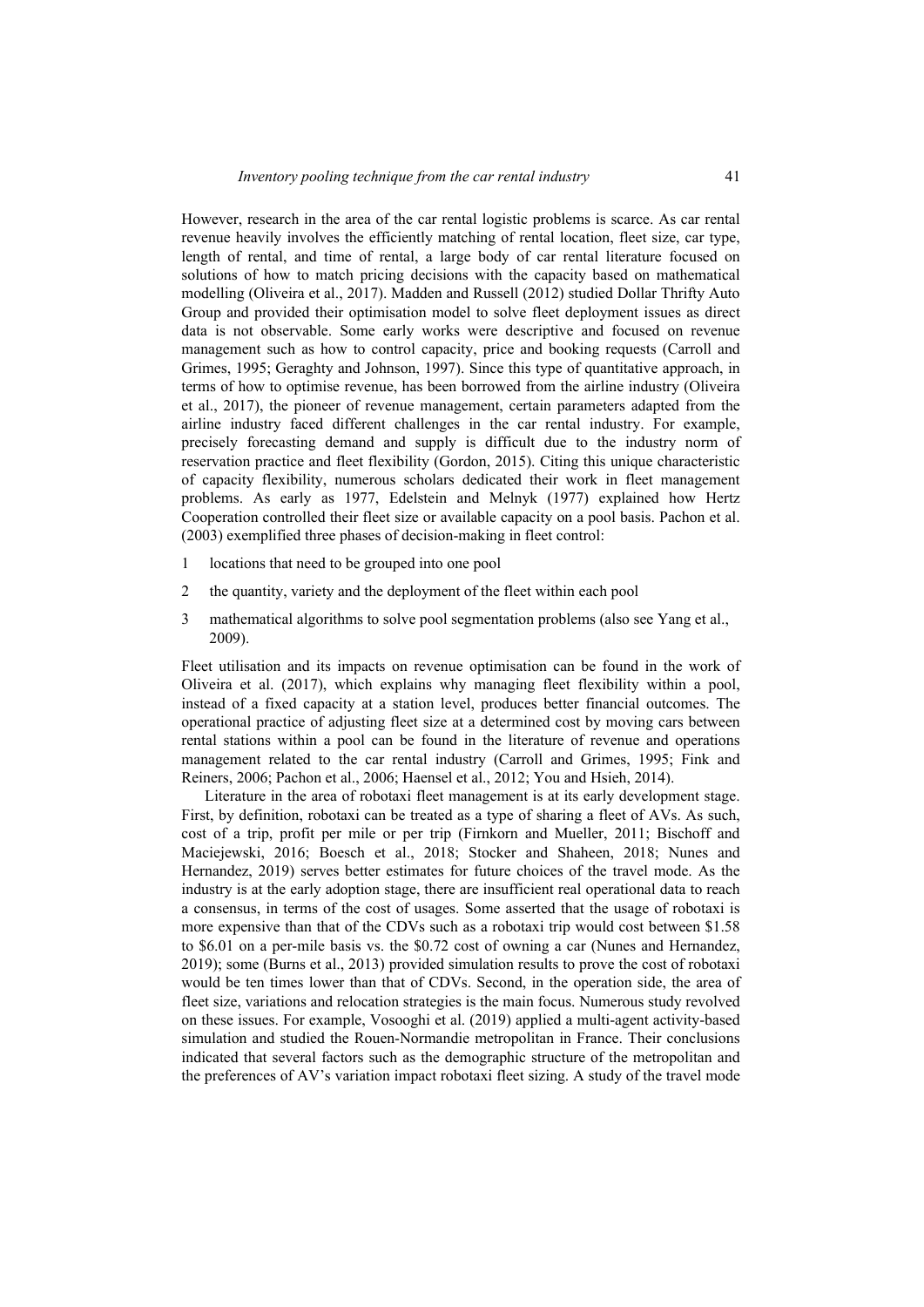However, research in the area of the car rental logistic problems is scarce. As car rental revenue heavily involves the efficiently matching of rental location, fleet size, car type, length of rental, and time of rental, a large body of car rental literature focused on solutions of how to match pricing decisions with the capacity based on mathematical modelling (Oliveira et al., 2017). Madden and Russell (2012) studied Dollar Thrifty Auto Group and provided their optimisation model to solve fleet deployment issues as direct data is not observable. Some early works were descriptive and focused on revenue management such as how to control capacity, price and booking requests (Carroll and Grimes, 1995; Geraghty and Johnson, 1997). Since this type of quantitative approach, in terms of how to optimise revenue, has been borrowed from the airline industry (Oliveira et al., 2017), the pioneer of revenue management, certain parameters adapted from the airline industry faced different challenges in the car rental industry. For example, precisely forecasting demand and supply is difficult due to the industry norm of reservation practice and fleet flexibility (Gordon, 2015). Citing this unique characteristic of capacity flexibility, numerous scholars dedicated their work in fleet management problems. As early as 1977, Edelstein and Melnyk (1977) explained how Hertz Cooperation controlled their fleet size or available capacity on a pool basis. Pachon et al. (2003) exemplified three phases of decision-making in fleet control:

1. locations that need to be grouped into one pool
2. the quantity, variety and the deployment of the fleet within each pool
3. mathematical algorithms to solve pool segmentation problems (also see Yang et al., 2009).

Fleet utilisation and its impacts on revenue optimisation can be found in the work of Oliveira et al. (2017), which explains why managing fleet flexibility within a pool, instead of a fixed capacity at a station level, produces better financial outcomes. The operational practice of adjusting fleet size at a determined cost by moving cars between rental stations within a pool can be found in the literature of revenue and operations management related to the car rental industry (Carroll and Grimes, 1995; Fink and Reiners, 2006; Pachon et al., 2006; Haensel et al., 2012; You and Hsieh, 2014).

Literature in the area of robotaxi fleet management is at its early development stage. First, by definition, robotaxi can be treated as a type of sharing a fleet of AVs. As such, cost of a trip, profit per mile or per trip (Firnkorn and Mueller, 2011; Bischoff and Maciejewski, 2016; Boesch et al., 2018; Stocker and Shaheen, 2018; Nunes and Hernandez, 2019) serves better estimates for future choices of the travel mode. As the industry is at the early adoption stage, there are insufficient real operational data to reach a consensus, in terms of the cost of usages. Some asserted that the usage of robotaxi is more expensive than that of the CDVs such as a robotaxi trip would cost between $1.58 to $6.01 on a per-mile basis vs. the $0.72 cost of owning a car (Nunes and Hernandez, 2019); some (Burns et al., 2013) provided simulation results to prove the cost of robotaxi would be ten times lower than that of CDVs. Second, in the operation side, the area of fleet size, variations and relocation strategies is the main focus. Numerous study revolved on these issues. For example, Vosooghi et al. (2019) applied a multi-agent activity-based simulation and studied the Rouen-Normandie metropolitan in France. Their conclusions indicated that several factors such as the demographic structure of the metropolitan and the preferences of AV's variation impact robotaxi fleet sizing. A study of the travel mode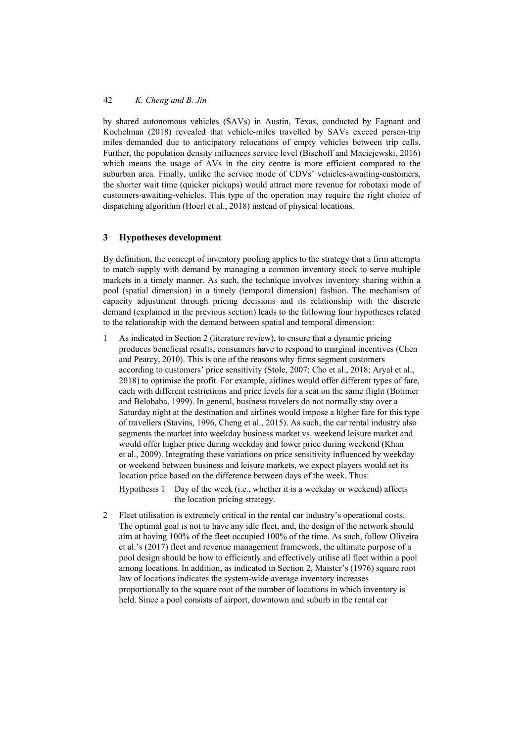by shared autonomous vehicles (SAVs) in Austin, Texas, conducted by Fagnant and Kochelman (2018) revealed that vehicle-miles travelled by SAVs exceed person-trip miles demanded due to anticipatory relocations of empty vehicles between trip calls. Further, the population density influences service level (Bischoff and Maciejewski, 2016) which means the usage of AVs in the city centre is more efficient compared to the suburban area. Finally, unlike the service mode of CDVs' vehicles-awaiting-customers, the shorter wait time (quicker pickups) would attract more revenue for robotaxi mode of customers-awaiting-vehicles. This type of the operation may require the right choice of dispatching algorithm (Hoerl et al., 2018) instead of physical locations.

## 3 Hypotheses development

By definition, the concept of inventory pooling applies to the strategy that a firm attempts to match supply with demand by managing a common inventory stock to serve multiple markets in a timely manner. As such, the technique involves inventory sharing within a pool (spatial dimension) in a timely (temporal dimension) fashion. The mechanism of capacity adjustment through pricing decisions and its relationship with the discrete demand (explained in the previous section) leads to the following four hypotheses related to the relationship with the demand between spatial and temporal dimension:

1. As indicated in Section 2 (literature review), to ensure that a dynamic pricing produces beneficial results, consumers have to respond to marginal incentives (Chen and Pearcy, 2010). This is one of the reasons why firms segment customers according to customers' price sensitivity (Stole, 2007; Cho et al., 2018; Aryal et al., 2018) to optimise the profit. For example, airlines would offer different types of fare, each with different restrictions and price levels for a seat on the same flight (Botimer and Belobaba, 1999). In general, business travelers do not normally stay over a Saturday night at the destination and airlines would impose a higher fare for this type of travellers (Stavins, 1996, Cheng et al., 2015). As such, the car rental industry also segments the market into weekday business market vs. weekend leisure market and would offer higher price during weekday and lower price during weekend (Khan et al., 2009). Integrating these variations on price sensitivity influenced by weekday or weekend between business and leisure markets, we expect players would set its location price based on the difference between days of the week. Thus:

   Hypothesis 1 Day of the week (i.e., whether it is a weekday or weekend) affects the location pricing strategy.

2. Fleet utilisation is extremely critical in the rental car industry's operational costs. The optimal goal is not to have any idle fleet, and, the design of the network should aim at having 100% of the fleet occupied 100% of the time. As such, follow Oliveira et al.'s (2017) fleet and revenue management framework, the ultimate purpose of a pool design should be how to efficiently and effectively utilise all fleet within a pool among locations. In addition, as indicated in Section 2, Maister's (1976) square root law of locations indicates the system-wide average inventory increases proportionally to the square root of the number of locations in which inventory is held. Since a pool consists of airport, downtown and suburb in the rental car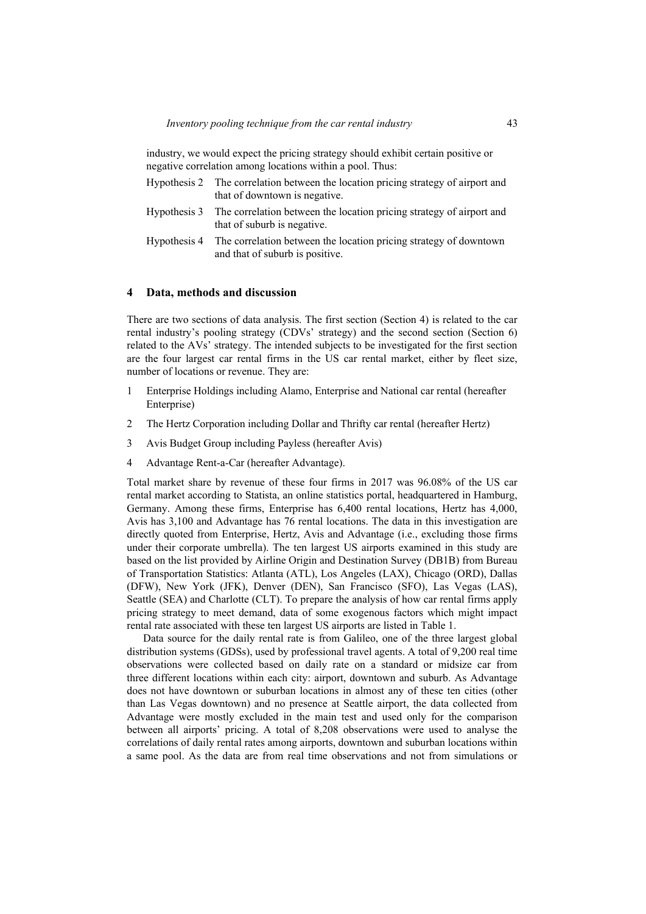industry, we would expect the pricing strategy should exhibit certain positive or negative correlation among locations within a pool. Thus:

Hypothesis 2 The correlation between the location pricing strategy of airport and that of downtown is negative.

Hypothesis 3 The correlation between the location pricing strategy of airport and that of suburb is negative.

Hypothesis 4 The correlation between the location pricing strategy of downtown and that of suburb is positive.

## 4 Data, methods and discussion

There are two sections of data analysis. The first section (Section 4) is related to the car rental industry's pooling strategy (CDVs' strategy) and the second section (Section 6) related to the AVs' strategy. The intended subjects to be investigated for the first section are the four largest car rental firms in the US car rental market, either by fleet size, number of locations or revenue. They are:

1 Enterprise Holdings including Alamo, Enterprise and National car rental (hereafter Enterprise)

2 The Hertz Corporation including Dollar and Thrifty car rental (hereafter Hertz)

3 Avis Budget Group including Payless (hereafter Avis)

4 Advantage Rent-a-Car (hereafter Advantage).

Total market share by revenue of these four firms in 2017 was 96.08% of the US car rental market according to Statista, an online statistics portal, headquartered in Hamburg, Germany. Among these firms, Enterprise has 6,400 rental locations, Hertz has 4,000, Avis has 3,100 and Advantage has 76 rental locations. The data in this investigation are directly quoted from Enterprise, Hertz, Avis and Advantage (i.e., excluding those firms under their corporate umbrella). The ten largest US airports examined in this study are based on the list provided by Airline Origin and Destination Survey (DB1B) from Bureau of Transportation Statistics: Atlanta (ATL), Los Angeles (LAX), Chicago (ORD), Dallas (DFW), New York (JFK), Denver (DEN), San Francisco (SFO), Las Vegas (LAS), Seattle (SEA) and Charlotte (CLT). To prepare the analysis of how car rental firms apply pricing strategy to meet demand, data of some exogenous factors which might impact rental rate associated with these ten largest US airports are listed in Table 1.

Data source for the daily rental rate is from Galileo, one of the three largest global distribution systems (GDSs), used by professional travel agents. A total of 9,200 real time observations were collected based on daily rate on a standard or midsize car from three different locations within each city: airport, downtown and suburb. As Advantage does not have downtown or suburban locations in almost any of these ten cities (other than Las Vegas downtown) and no presence at Seattle airport, the data collected from Advantage were mostly excluded in the main test and used only for the comparison between all airports' pricing. A total of 8,208 observations were used to analyse the correlations of daily rental rates among airports, downtown and suburban locations within a same pool. As the data are from real time observations and not from simulations or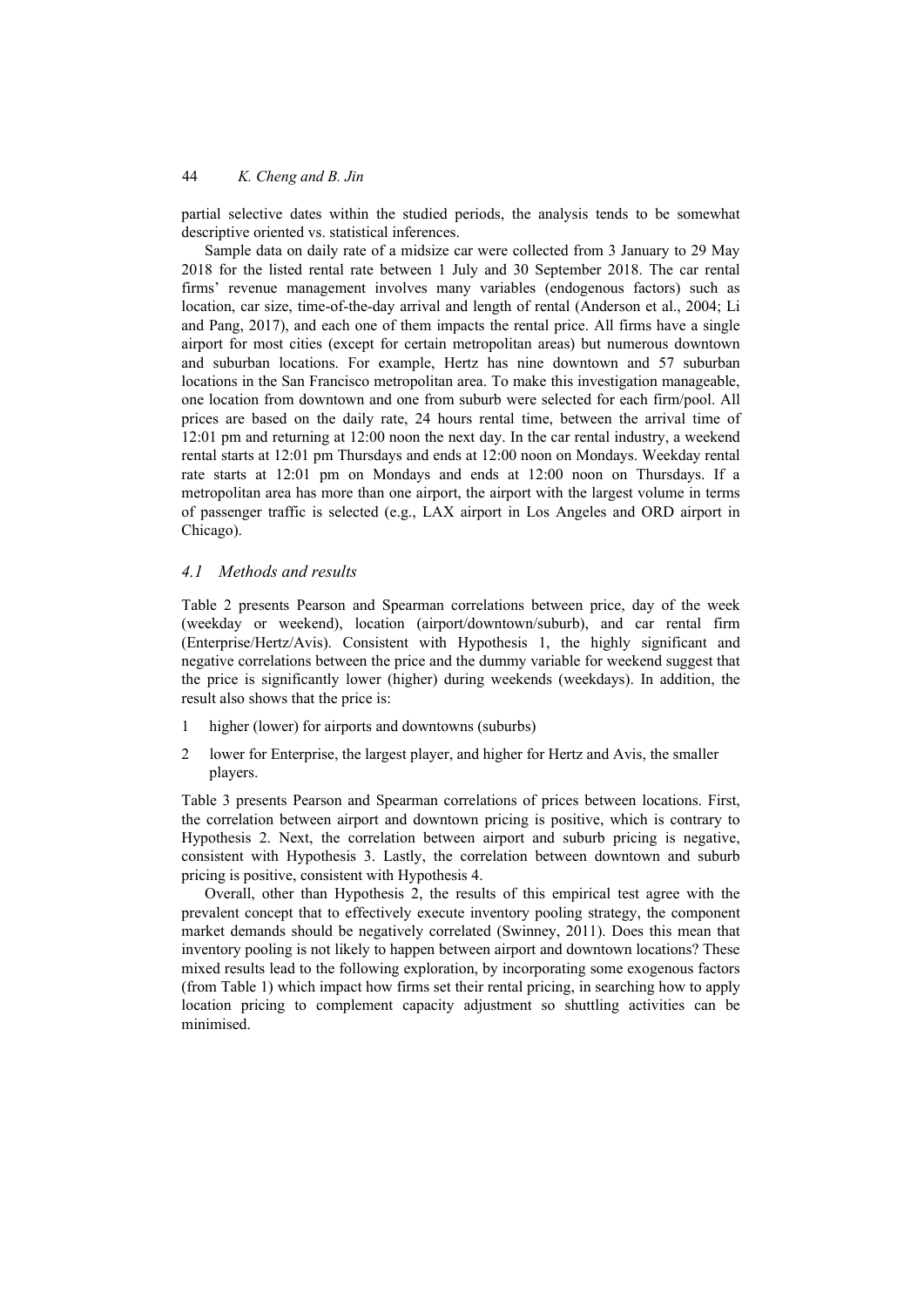partial selective dates within the studied periods, the analysis tends to be somewhat descriptive oriented vs. statistical inferences.

Sample data on daily rate of a midsize car were collected from 3 January to 29 May 2018 for the listed rental rate between 1 July and 30 September 2018. The car rental firms' revenue management involves many variables (endogenous factors) such as location, car size, time-of-the-day arrival and length of rental (Anderson et al., 2004; Li and Pang, 2017), and each one of them impacts the rental price. All firms have a single airport for most cities (except for certain metropolitan areas) but numerous downtown and suburban locations. For example, Hertz has nine downtown and 57 suburban locations in the San Francisco metropolitan area. To make this investigation manageable, one location from downtown and one from suburb were selected for each firm/pool. All prices are based on the daily rate, 24 hours rental time, between the arrival time of 12:01 pm and returning at 12:00 noon the next day. In the car rental industry, a weekend rental starts at 12:01 pm Thursdays and ends at 12:00 noon on Mondays. Weekday rental rate starts at 12:01 pm on Mondays and ends at 12:00 noon on Thursdays. If a metropolitan area has more than one airport, the airport with the largest volume in terms of passenger traffic is selected (e.g., LAX airport in Los Angeles and ORD airport in Chicago).

### *4.1 Methods and results*

Table 2 presents Pearson and Spearman correlations between price, day of the week (weekday or weekend), location (airport/downtown/suburb), and car rental firm (Enterprise/Hertz/Avis). Consistent with Hypothesis 1, the highly significant and negative correlations between the price and the dummy variable for weekend suggest that the price is significantly lower (higher) during weekends (weekdays). In addition, the result also shows that the price is:

1. higher (lower) for airports and downtowns (suburbs)
2. lower for Enterprise, the largest player, and higher for Hertz and Avis, the smaller players.

Table 3 presents Pearson and Spearman correlations of prices between locations. First, the correlation between airport and downtown pricing is positive, which is contrary to Hypothesis 2. Next, the correlation between airport and suburb pricing is negative, consistent with Hypothesis 3. Lastly, the correlation between downtown and suburb pricing is positive, consistent with Hypothesis 4.

Overall, other than Hypothesis 2, the results of this empirical test agree with the prevalent concept that to effectively execute inventory pooling strategy, the component market demands should be negatively correlated (Swinney, 2011). Does this mean that inventory pooling is not likely to happen between airport and downtown locations? These mixed results lead to the following exploration, by incorporating some exogenous factors (from Table 1) which impact how firms set their rental pricing, in searching how to apply location pricing to complement capacity adjustment so shuttling activities can be minimised.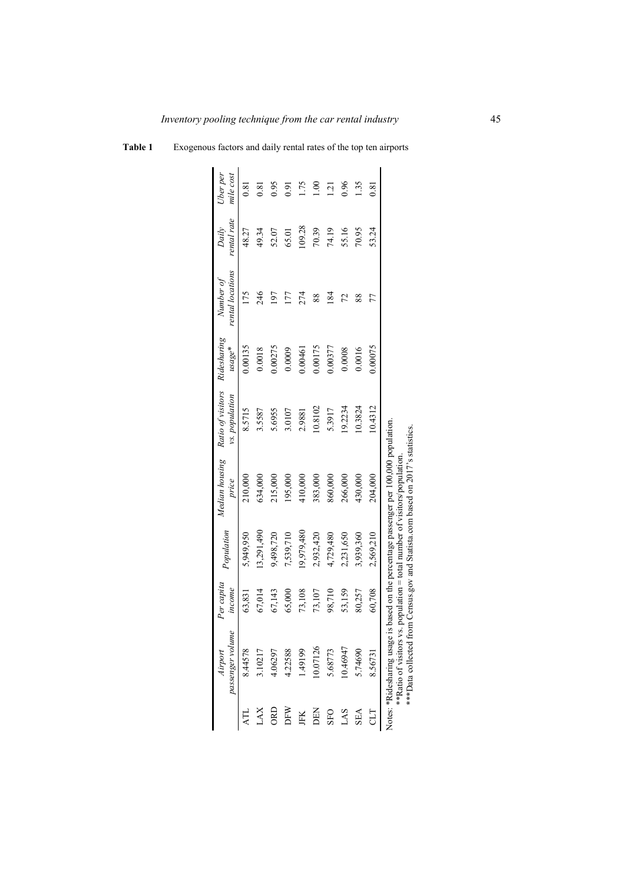**Table 1** Exogenous factors and daily rental rates of the top ten airports

| | *Airport passenger volume* | *Per capita income* | *Population* | *Median housing price* | *Ratio of visitors vs. population* | *Ridesharing usage\** | *Number of rental locations* | *Daily rental rate* | *Uber per mile cost* |
|---|---|---|---|---|---|---|---|---|---|
| ATL | 8.44578 | 63,831 | 5,949,950 | 210,000 | 8.5715 | 0.00135 | 175 | 48.27 | 0.81 |
| LAX | 3.10217 | 67,014 | 13,291,490 | 634,000 | 3.5587 | 0.0018 | 246 | 49.34 | 0.81 |
| ORD | 4.06297 | 67,143 | 9,498,720 | 215,000 | 5.6955 | 0.00275 | 197 | 52.07 | 0.95 |
| DFW | 4.22588 | 65,000 | 7,539,710 | 195,000 | 3.0107 | 0.0009 | 177 | 65.01 | 0.91 |
| JFK | 1.49199 | 73,108 | 19,979,480 | 410,000 | 2.9881 | 0.00461 | 274 | 109.28 | 1.75 |
| DEN | 10.07126 | 73,107 | 2,932,420 | 383,000 | 10.8102 | 0.00175 | 88 | 70.39 | 1.00 |
| SFO | 5.68773 | 98,710 | 4,729,480 | 860,000 | 5.3917 | 0.00377 | 184 | 74.19 | 1.21 |
| LAS | 10.46947 | 53,159 | 2,231,650 | 266,000 | 19.2234 | 0.0008 | 72 | 55.16 | 0.96 |
| SEA | 5.74690 | 80,257 | 3,939,360 | 430,000 | 10.3824 | 0.0016 | 88 | 70.95 | 1.35 |
| CLT | 8.56731 | 60,708 | 2,569,210 | 204,000 | 10.4312 | 0.00075 | 77 | 53.24 | 0.81 |

Notes: \*Ridesharing usage is based on the percentage passenger per 100,000 population.
\*\*Ratio of visitors vs. population = total number of visitors/population.
\*\*\*Data collected from Census.gov and Statista.com based on 2017's statistics.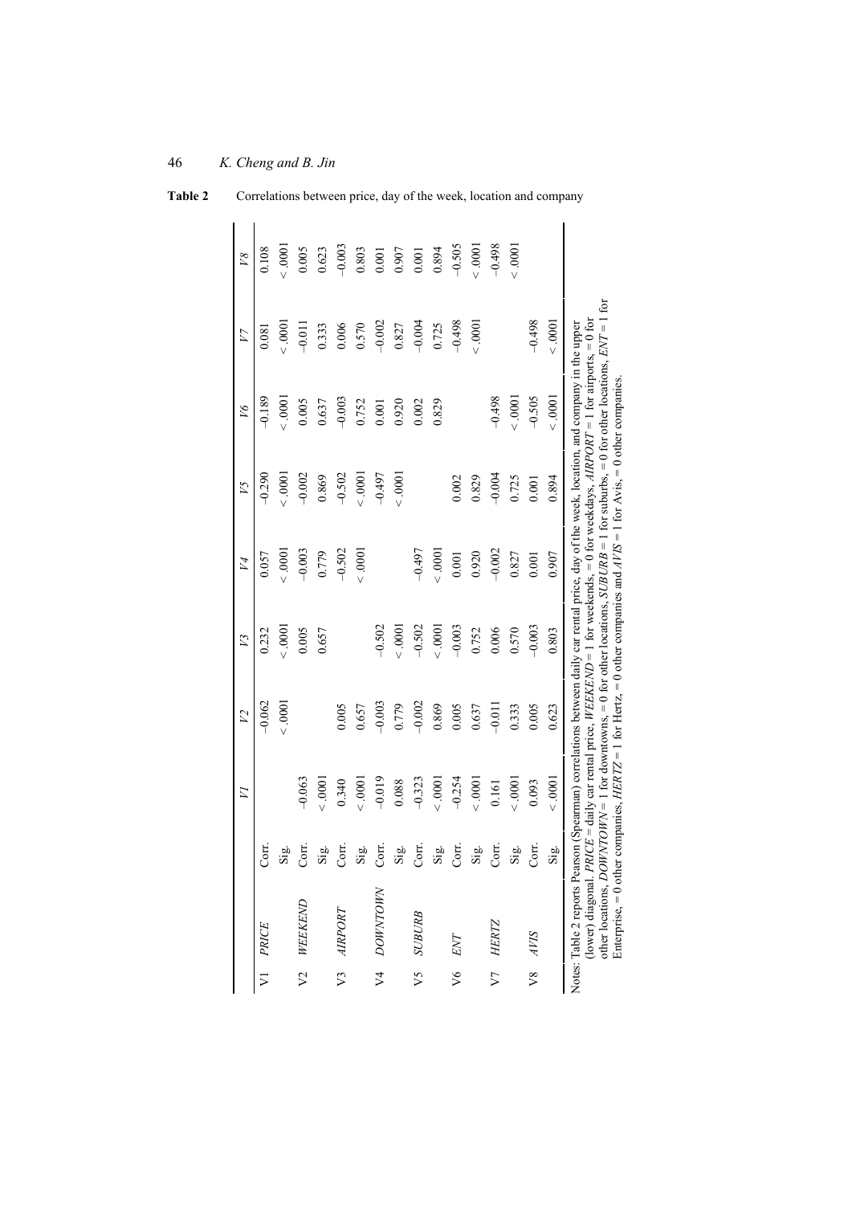**Table 2** Correlations between price, day of the week, location and company

| | | | V1 | V2 | V3 | V4 | V5 | V6 | V7 | V8 |
|---|---|---|---|---|---|---|---|---|---|---|
| V1 | *PRICE* | Corr. | | –0.062 | 0.232 | 0.057 | –0.290 | –0.189 | 0.081 | 0.108 |
| | | Sig. | | <.0001 | <.0001 | <.0001 | <.0001 | <.0001 | <.0001 | <.0001 |
| V2 | *WEEKEND* | Corr. | –0.063 | | 0.005 | –0.003 | –0.002 | 0.005 | –0.011 | 0.005 |
| | | Sig. | <.0001 | | 0.657 | 0.779 | 0.869 | 0.637 | 0.333 | 0.623 |
| V3 | *AIRPORT* | Corr. | 0.340 | 0.005 | | –0.502 | –0.502 | –0.003 | 0.006 | –0.003 |
| | | Sig. | <.0001 | 0.657 | | <.0001 | <.0001 | 0.752 | 0.570 | 0.803 |
| V4 | *DOWNTOWN* | Corr. | –0.019 | –0.003 | –0.502 | | –0.497 | 0.001 | –0.002 | 0.001 |
| | | Sig. | 0.088 | 0.779 | <.0001 | | <.0001 | 0.920 | 0.827 | 0.907 |
| V5 | *SUBURB* | Corr. | –0.323 | –0.002 | –0.502 | –0.497 | | 0.002 | –0.004 | 0.001 |
| | | Sig. | <.0001 | 0.869 | <.0001 | <.0001 | | 0.829 | 0.725 | 0.894 |
| V6 | *ENT* | Corr. | –0.254 | 0.005 | –0.003 | 0.001 | 0.002 | | –0.498 | –0.505 |
| | | Sig. | <.0001 | 0.637 | 0.752 | 0.920 | 0.829 | | <.0001 | <.0001 |
| V7 | *HERTZ* | Corr. | 0.161 | –0.011 | 0.006 | –0.002 | –0.004 | –0.498 | | –0.498 |
| | | Sig. | <.0001 | 0.333 | 0.570 | 0.827 | 0.725 | <.0001 | | <.0001 |
| V8 | *AVIS* | Corr. | 0.093 | 0.005 | –0.003 | 0.001 | 0.001 | –0.505 | –0.498 | |
| | | Sig. | <.0001 | 0.623 | 0.803 | 0.907 | 0.894 | <.0001 | <.0001 | |

Notes: Table 2 reports Pearson (Spearman) correlations between daily car rental price, day of the week, location, and company in the upper (lower) diagonal. *PRICE* = daily car rental price, *WEEKEND* = 1 for weekends, = 0 for weekdays, *AIRPORT* = 1 for airports, = 0 for other locations, *DOWNTOWN* = 1 for downtowns, = 0 for other locations, *SUBURB* = 1 for suburbs, = 0 for other locations, *ENT* = 1 for Enterprise, = 0 other companies, *HERTZ* = 1 for Hertz, = 0 other companies and *AVIS* = 1 for Avis, = 0 other companies.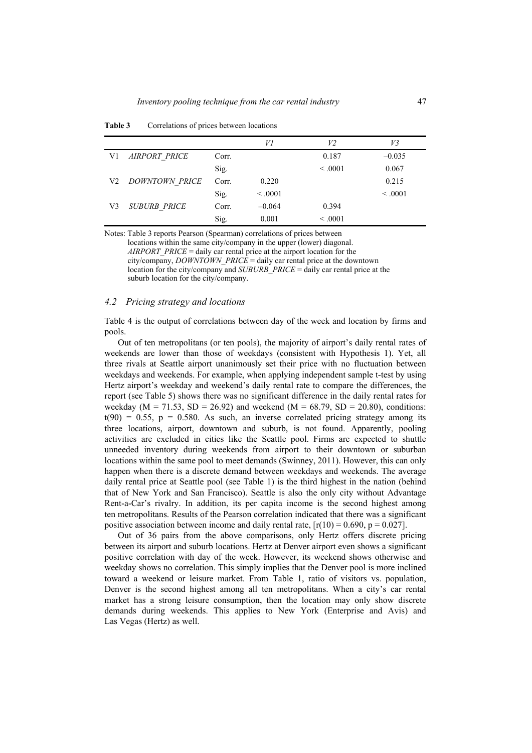**Table 3** Correlations of prices between locations

| | | | *V1* | *V2* | *V3* |
|---|---|---|---|---|---|
| V1 | *AIRPORT_PRICE* | Corr. | | 0.187 | –0.035 |
| | | Sig. | | < .0001 | 0.067 |
| V2 | *DOWNTOWN_PRICE* | Corr. | 0.220 | | 0.215 |
| | | Sig. | < .0001 | | < .0001 |
| V3 | *SUBURB_PRICE* | Corr. | –0.064 | 0.394 | |
| | | Sig. | 0.001 | < .0001 | |

Notes: Table 3 reports Pearson (Spearman) correlations of prices between locations within the same city/company in the upper (lower) diagonal. *AIRPORT_PRICE* = daily car rental price at the airport location for the city/company, *DOWNTOWN_PRICE* = daily car rental price at the downtown location for the city/company and *SUBURB_PRICE* = daily car rental price at the suburb location for the city/company.

### *4.2 Pricing strategy and locations*

Table 4 is the output of correlations between day of the week and location by firms and pools.

Out of ten metropolitans (or ten pools), the majority of airport's daily rental rates of weekends are lower than those of weekdays (consistent with Hypothesis 1). Yet, all three rivals at Seattle airport unanimously set their price with no fluctuation between weekdays and weekends. For example, when applying independent sample t-test by using Hertz airport's weekday and weekend's daily rental rate to compare the differences, the report (see Table 5) shows there was no significant difference in the daily rental rates for weekday ($M = 71.53$, $SD = 26.92$) and weekend ($M = 68.79$, $SD = 20.80$), conditions: $t(90) = 0.55$, $p = 0.580$. As such, an inverse correlated pricing strategy among its three locations, airport, downtown and suburb, is not found. Apparently, pooling activities are excluded in cities like the Seattle pool. Firms are expected to shuttle unneeded inventory during weekends from airport to their downtown or suburban locations within the same pool to meet demands (Swinney, 2011). However, this can only happen when there is a discrete demand between weekdays and weekends. The average daily rental price at Seattle pool (see Table 1) is the third highest in the nation (behind that of New York and San Francisco). Seattle is also the only city without Advantage Rent-a-Car's rivalry. In addition, its per capita income is the second highest among ten metropolitans. Results of the Pearson correlation indicated that there was a significant positive association between income and daily rental rate, [$r(10) = 0.690$, $p = 0.027$].

Out of 36 pairs from the above comparisons, only Hertz offers discrete pricing between its airport and suburb locations. Hertz at Denver airport even shows a significant positive correlation with day of the week. However, its weekend shows otherwise and weekday shows no correlation. This simply implies that the Denver pool is more inclined toward a weekend or leisure market. From Table 1, ratio of visitors vs. population, Denver is the second highest among all ten metropolitans. When a city's car rental market has a strong leisure consumption, then the location may only show discrete demands during weekends. This applies to New York (Enterprise and Avis) and Las Vegas (Hertz) as well.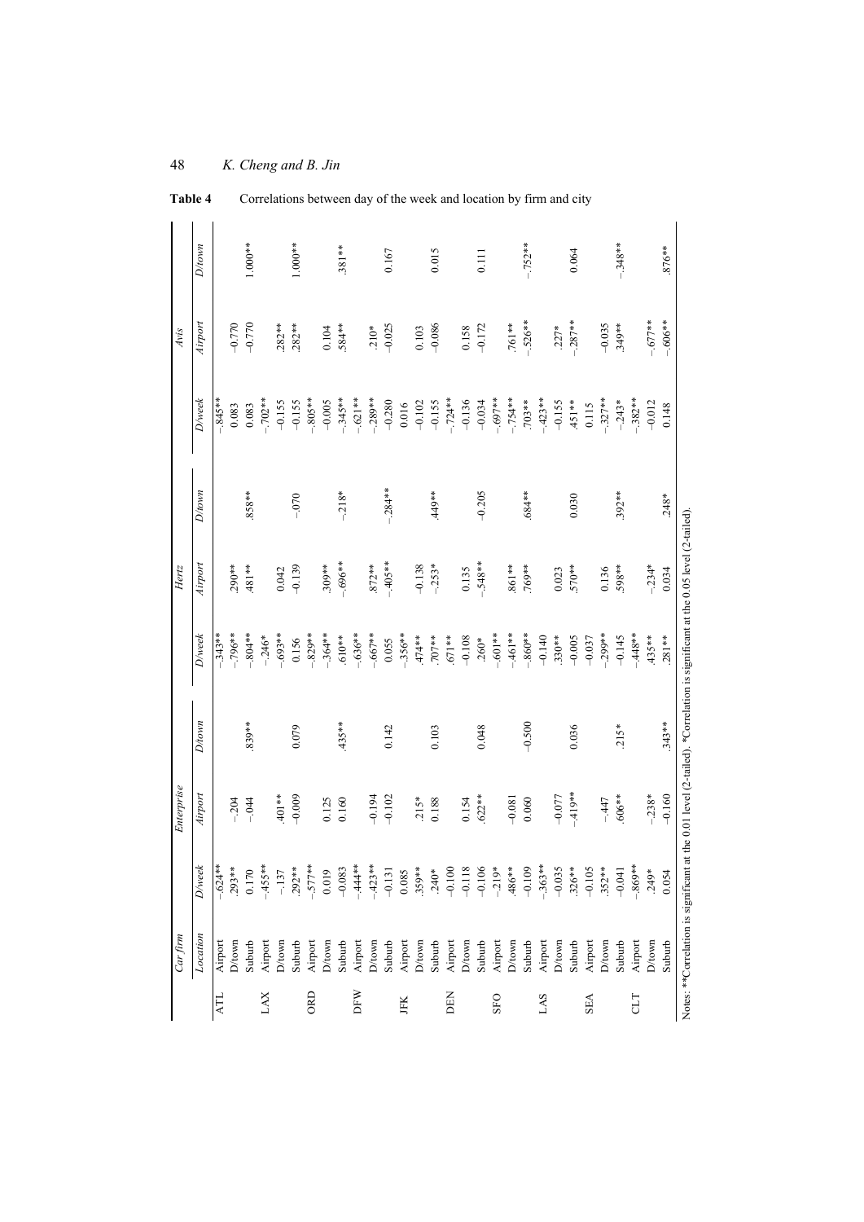**Table 4** Correlations between day of the week and location by firm and city

| Car firm | | Enterprise | | | Hertz | | | Avis | | |
|---|---|---|---|---|---|---|---|---|---|---|
| | *Location* | *D/week* | *Airport* | *D/town* | *D/week* | *Airport* | *D/town* | *D/week* | *Airport* | *D/town* |
| ATL | Airport | –.624** | | | –.343** | | | –.845** | | |
| | D/town | .293** | –.204 | | –.796** | .290** | | 0.083 | –0.770 | |
| | Suburb | 0.170 | –.044 | .839** | –.804** | .481** | .858** | 0.083 | –0.770 | 1.000** |
| LAX | Airport | –.455** | | | –.246* | | | –.702** | | |
| | D/town | –.137 | .401** | | –.693** | 0.042 | | –0.155 | .282** | |
| | Suburb | .292** | –0.009 | 0.079 | 0.156 | –0.139 | –.070 | –0.155 | .282** | 1.000** |
| ORD | Airport | –.577** | | | –.829** | | | –.805** | | |
| | D/town | 0.019 | 0.125 | | –.364** | .309** | | –0.005 | 0.104 | |
| | Suburb | –0.083 | 0.160 | .435** | .610** | –.696** | –.218* | –.345** | .584** | .381** |
| DFW | Airport | –.444** | | | –.636** | | | –.621** | | |
| | D/town | –.423** | –0.194 | | –.667** | .872** | | –.289** | .210* | |
| | Suburb | –0.131 | –0.102 | 0.142 | 0.055 | –.405** | –.284** | –0.280 | –0.025 | 0.167 |
| JFK | Airport | 0.085 | | | –.356** | | | 0.016 | | |
| | D/town | .359** | .215* | | .474** | –0.138 | | –0.102 | 0.103 | |
| | Suburb | .240* | 0.188 | 0.103 | .707** | –.253* | .449** | –0.155 | –0.086 | 0.015 |
| DEN | Airport | –0.100 | | | .671** | | | –.724** | | |
| | D/town | –0.118 | 0.154 | | –0.108 | 0.135 | | –0.136 | 0.158 | |
| | Suburb | –0.106 | .622** | 0.048 | .260* | –.548** | –0.205 | –0.034 | –0.172 | 0.111 |
| SFO | Airport | –.219* | | | –.601** | | | –.697** | | |
| | D/town | .486** | –0.081 | | –.461** | .861** | | –.754** | .761** | |
| | Suburb | –0.109 | 0.060 | –0.500 | –.860** | .769** | .684** | .703** | –.526** | –.752** |
| LAS | Airport | –.363** | | | –0.140 | | | –.423** | | |
| | D/town | –0.035 | –0.077 | | .330** | 0.023 | | –0.155 | .227* | |
| | Suburb | .326** | –.419** | 0.036 | –0.005 | .570** | 0.030 | .451** | –.287** | 0.064 |
| SEA | Airport | –0.105 | | | –0.037 | | | 0.115 | | |
| | D/town | .352** | –.447 | | –.299** | 0.136 | | –.327** | –0.035 | |
| | Suburb | –0.041 | .606** | .215* | –0.145 | .598** | .392** | –.243* | .349** | –.348** |
| CLT | Airport | –.869** | | | –.448** | | | –.382** | | |
| | D/town | .249* | –.238* | | .435** | –.234* | | –0.012 | –.677** | |
| | Suburb | 0.054 | –0.160 | .343** | .281** | 0.034 | .248* | 0.148 | –.606** | .876** |

Notes: **Correlation is significant at the 0.01 level (2-tailed). *Correlation is significant at the 0.05 level (2-tailed).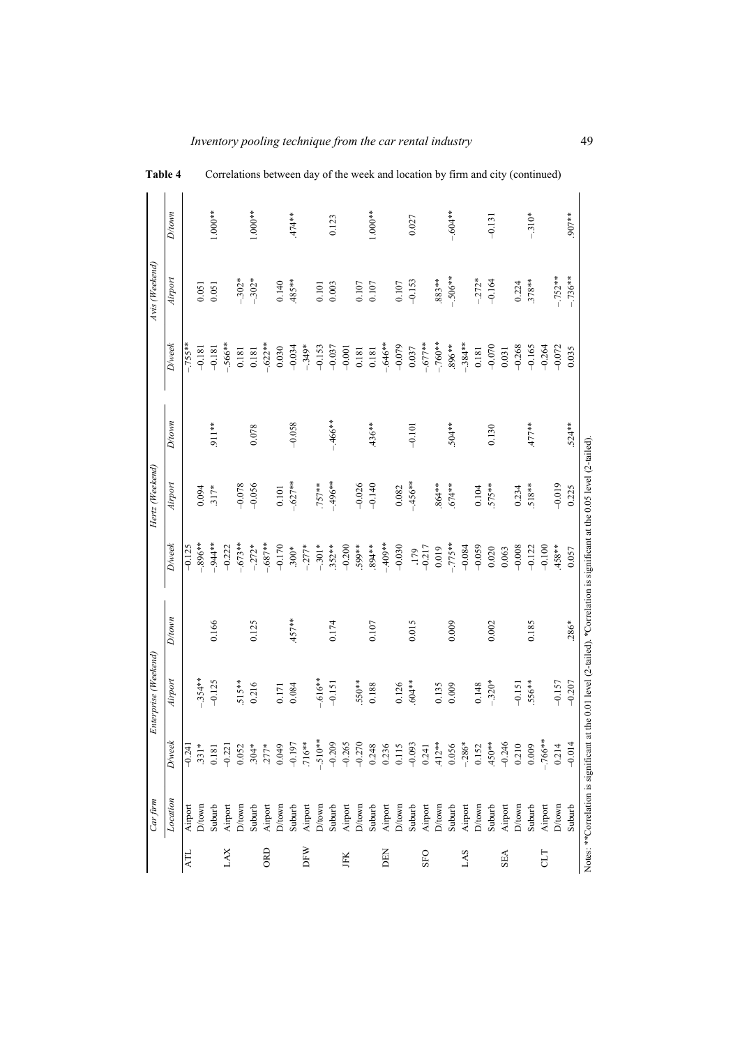**Table 4** Correlations between day of the week and location by firm and city (continued)

| Car firm | | Enterprise (Weekend) | | | Hertz (Weekend) | | | Avis (Weekend) | | |
|---|---|---|---|---|---|---|---|---|---|---|
| | *Location* | *D/week* | *Airport* | *D/town* | *D/week* | *Airport* | *D/town* | *D/week* | *Airport* | *D/town* |
| ATL | Airport | -0.241 | | | -0.125 | | | -.755** | | |
| | D/town | .331* | -.354** | | -.896** | 0.094 | | -0.181 | 0.051 | |
| | Suburb | 0.181 | -0.125 | 0.166 | -.944** | .317* | .911** | -0.181 | 0.051 | 1.000** |
| LAX | Airport | -0.221 | | | -0.222 | | | -.566** | | |
| | D/town | 0.052 | .515** | | -.673** | -0.078 | | 0.181 | -.302* | |
| | Suburb | .304* | 0.216 | 0.125 | -.272* | -0.056 | 0.078 | 0.181 | -.302* | 1.000** |
| ORD | Airport | .277* | | | -.687** | | | -.622** | | |
| | D/town | 0.049 | 0.171 | | -0.170 | 0.101 | | 0.030 | 0.140 | |
| | Suburb | -0.197 | 0.084 | .457** | .300* | -.627** | -0.058 | -0.034 | .485** | .474** |
| DFW | Airport | .716** | | | -.277* | | | -.349* | | |
| | D/town | -.510** | -.616** | | -.301* | .757** | | -0.153 | 0.101 | |
| | Suburb | -0.209 | -0.151 | 0.174 | .352** | -.496** | -.466** | -0.037 | 0.003 | 0.123 |
| JFK | Airport | -0.265 | | | -0.200 | | | -0.001 | | |
| | D/town | -0.270 | .550** | | .599** | -0.026 | | 0.181 | 0.107 | |
| | Suburb | 0.248 | 0.188 | 0.107 | .894** | -0.140 | .436** | 0.181 | 0.107 | 1.000** |
| DEN | Airport | 0.236 | | | -.409** | | | -.646** | | |
| | D/town | 0.115 | 0.126 | | -0.030 | 0.082 | | -0.079 | 0.107 | |
| | Suburb | -0.093 | .604** | 0.015 | .179 | -.456** | -0.101 | 0.037 | -0.153 | 0.027 |
| SFO | Airport | 0.241 | | | -0.217 | | | -.677** | | |
| | D/town | .412** | 0.135 | | 0.019 | .864** | | -.760** | .883** | |
| | Suburb | 0.056 | 0.009 | 0.009 | -.775** | .674** | .504** | .896** | -.506** | -.604** |
| LAS | Airport | -.286* | | | -0.084 | | | -.384** | | |
| | D/town | 0.152 | 0.148 | | -0.059 | 0.104 | | 0.181 | -.272* | |
| | Suburb | .450** | -.320* | 0.002 | 0.020 | .575** | 0.130 | -0.070 | -0.164 | -0.131 |
| SEA | Airport | -0.246 | | | 0.063 | | | 0.031 | | |
| | D/town | 0.210 | -0.151 | | -0.008 | 0.234 | | -0.268 | 0.224 | |
| | Suburb | 0.009 | .556** | 0.185 | -0.122 | .518** | .477** | -0.165 | .378** | -.310* |
| CLT | Airport | -.766** | | | -0.100 | | | -0.264 | | |
| | D/town | 0.214 | -0.157 | | .458** | -0.019 | | -0.072 | -.752** | |
| | Suburb | -0.014 | -0.207 | .286* | 0.057 | 0.225 | .524** | 0.035 | -.736** | .907** |

Notes: **Correlation is significant at the 0.01 level (2-tailed). *Correlation is significant at the 0.05 level (2-tailed).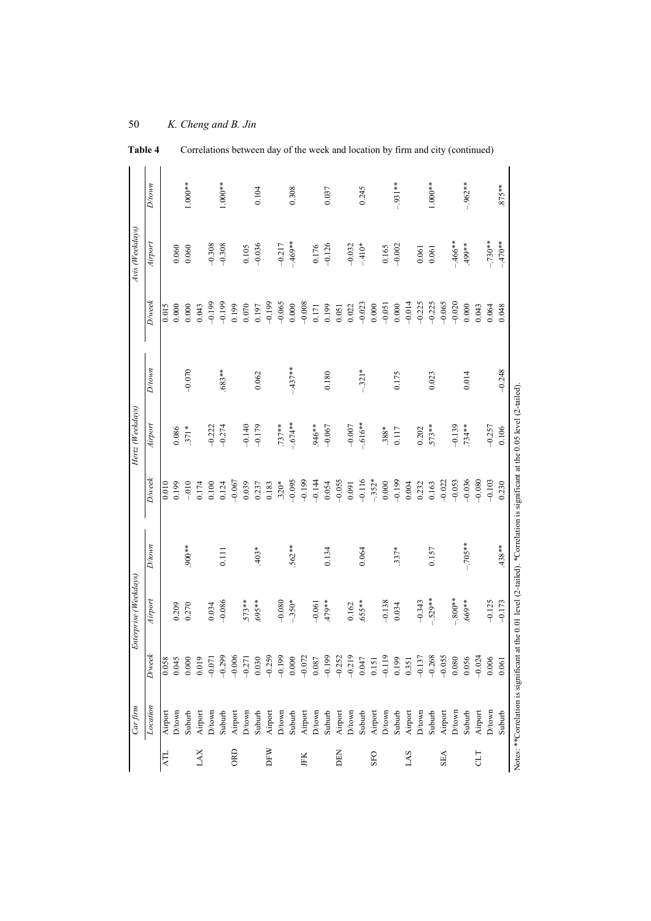**Table 4** Correlations between day of the week and location by firm and city (continued)

| Car firm | | Enterprise (Weekdays) | | | Hertz (Weekdays) | | | Avis (Weekdays) | | |
|---|---|---|---|---|---|---|---|---|---|---|
| | *Location* | *D/week* | *Airport* | *D/town* | *D/week* | *Airport* | *D/town* | *D/week* | *Airport* | *D/town* |
| ATL | Airport | 0.058 | | | 0.010 | | | 0.015 | | |
| | D/town | 0.045 | 0.209 | | 0.199 | 0.086 | | 0.000 | 0.060 | |
| | Suburb | 0.000 | 0.270 | .900** | –.010 | .371* | –0.070 | 0.000 | 0.060 | 1.000** |
| LAX | Airport | 0.019 | | | 0.174 | | | 0.043 | | |
| | D/town | –0.071 | 0.034 | | 0.100 | –0.222 | | –0.199 | –0.308 | |
| | Suburb | –0.299 | –0.086 | 0.111 | 0.124 | –0.274 | .683** | –0.199 | –0.308 | 1.000** |
| ORD | Airport | –0.006 | | | –0.067 | | | 0.199 | | |
| | D/town | –0.271 | .573** | | 0.039 | –0.140 | | 0.070 | 0.105 | |
| | Suburb | 0.030 | .695** | .403* | 0.237 | –0.179 | 0.062 | 0.197 | –0.036 | 0.104 |
| DFW | Airport | –0.259 | | | 0.183 | | | –0.199 | | |
| | D/town | –0.199 | –0.080 | | .320* | .737** | | –0.065 | –0.217 | |
| | Suburb | 0.000 | –.350* | .562** | –0.095 | –.674** | –.437** | 0.000 | –.469** | 0.308 |
| JFK | Airport | –0.072 | | | –0.199 | | | –0.008 | | |
| | D/town | 0.087 | –0.061 | | –0.144 | .946** | | 0.171 | 0.176 | |
| | Suburb | –0.199 | .479** | 0.134 | 0.054 | –0.067 | 0.180 | 0.199 | –0.126 | 0.037 |
| DEN | Airport | –0.252 | | | –0.055 | | | 0.051 | | |
| | D/town | –0.219 | 0.162 | | 0.091 | –0.007 | | 0.022 | –0.032 | |
| | Suburb | 0.047 | .655** | 0.064 | –0.116 | –.616** | –.321* | –0.023 | –.410* | 0.245 |
| SFO | Airport | 0.151 | | | –.352* | | | 0.000 | | |
| | D/town | –0.119 | –0.138 | | 0.000 | .388* | | –0.051 | 0.165 | |
| | Suburb | 0.199 | 0.034 | .337* | –0.199 | 0.117 | 0.175 | 0.000 | –0.002 | –.931** |
| LAS | Airport | 0.351 | | | 0.004 | | | –0.014 | | |
| | D/town | –0.137 | –0.343 | | 0.232 | 0.202 | | –0.225 | 0.061 | |
| | Suburb | –0.268 | –.529** | 0.157 | 0.163 | .573** | 0.023 | –0.225 | 0.061 | 1.000** |
| SEA | Airport | –0.055 | | | –0.022 | | | –0.065 | | |
| | D/town | 0.080 | –.800** | | –0.053 | –0.139 | | –0.020 | –.466** | |
| | Suburb | 0.056 | .669** | –.705** | –0.036 | .734** | 0.014 | 0.000 | .499** | –.962** |
| CLT | Airport | –0.024 | | | –0.080 | | | 0.043 | | |
| | D/town | 0.006 | –0.125 | | –0.103 | –0.257 | | 0.064 | –.730** | |
| | Suburb | 0.061 | –0.173 | .438** | 0.230 | 0.106 | –0.248 | 0.048 | –.470** | .875** |

Notes: **Correlation is significant at the 0.01 level (2-tailed). *Correlation is significant at the 0.05 level (2-tailed).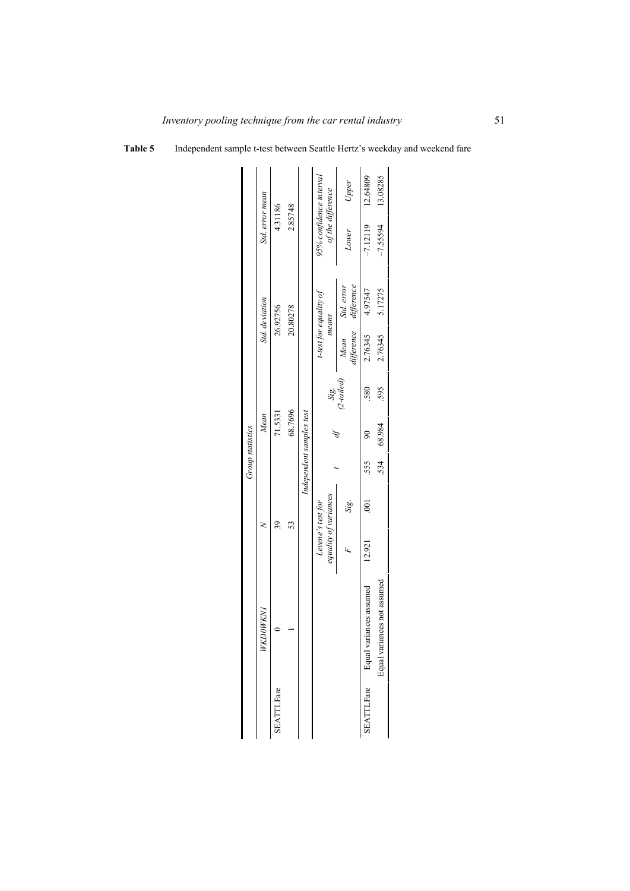**Table 5** Independent sample t-test between Seattle Hertz's weekday and weekend fare

*Group statistics*

| | *WKD0WKN1* | *N* | *Mean* | *Std. deviation* | *Std. error mean* |
|---|---|---|---|---|---|
| SEATTLFare | 0 | 39 | 71.5331 | 26.92756 | 4.31186 |
| | 1 | 53 | 68.7696 | 20.80278 | 2.85748 |

*Independent samples test*

| | | *Levene's test for equality of variances* | | *t-test for equality of means* | | | | | *95% confidence interval of the difference* | |
|---|---|---|---|---|---|---|---|---|---|---|
| | | *F* | *Sig.* | *t* | *df* | *Sig. (2-tailed)* | *Mean difference* | *Std. error difference* | *Lower* | *Upper* |
| SEATTLFare | Equal variances assumed | 12.921 | .001 | .555 | 90 | .580 | 2.76345 | 4.97547 | −7.12119 | 12.64809 |
| | Equal variances not assumed | | | .534 | 68.984 | .595 | 2.76345 | 5.17275 | −7.55594 | 13.08285 |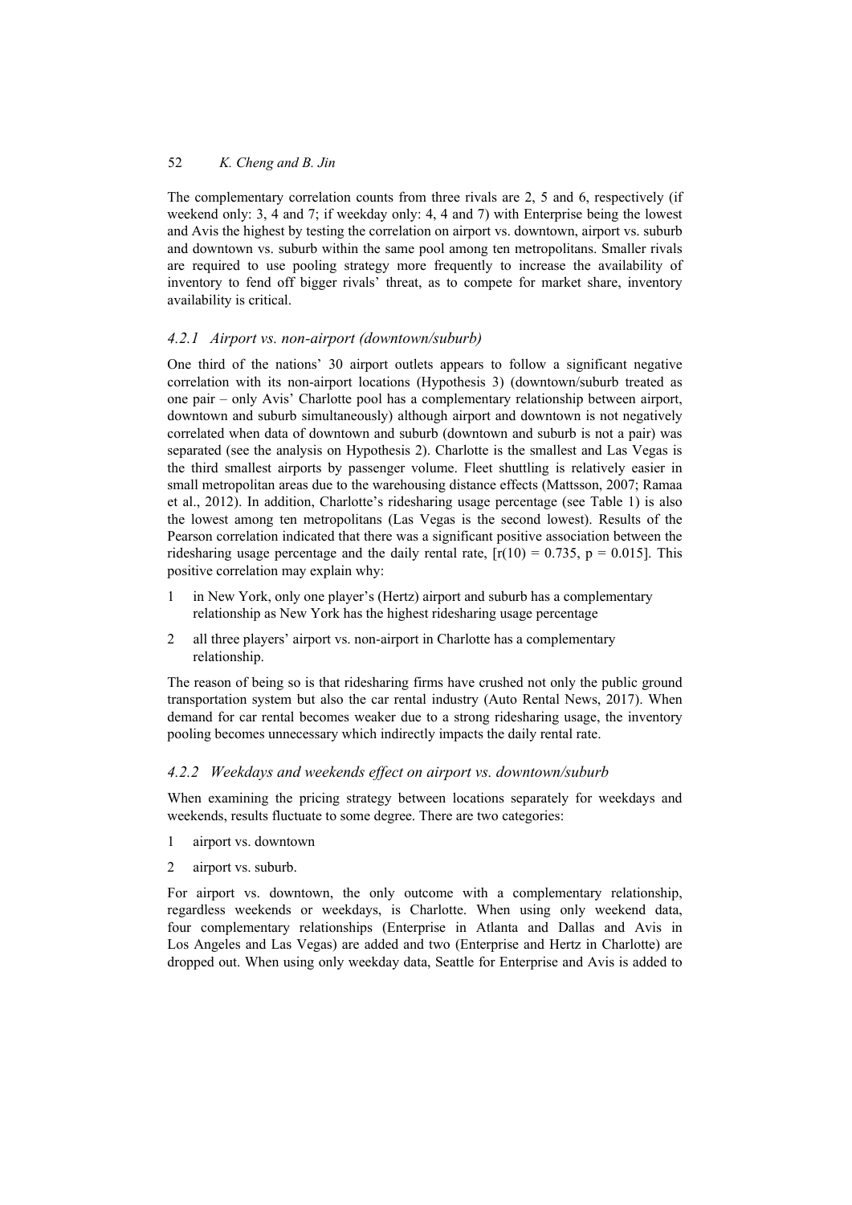The complementary correlation counts from three rivals are 2, 5 and 6, respectively (if weekend only: 3, 4 and 7; if weekday only: 4, 4 and 7) with Enterprise being the lowest and Avis the highest by testing the correlation on airport vs. downtown, airport vs. suburb and downtown vs. suburb within the same pool among ten metropolitans. Smaller rivals are required to use pooling strategy more frequently to increase the availability of inventory to fend off bigger rivals' threat, as to compete for market share, inventory availability is critical.

### *4.2.1 Airport vs. non-airport (downtown/suburb)*

One third of the nations' 30 airport outlets appears to follow a significant negative correlation with its non-airport locations (Hypothesis 3) (downtown/suburb treated as one pair – only Avis' Charlotte pool has a complementary relationship between airport, downtown and suburb simultaneously) although airport and downtown is not negatively correlated when data of downtown and suburb (downtown and suburb is not a pair) was separated (see the analysis on Hypothesis 2). Charlotte is the smallest and Las Vegas is the third smallest airports by passenger volume. Fleet shuttling is relatively easier in small metropolitan areas due to the warehousing distance effects (Mattsson, 2007; Ramaa et al., 2012). In addition, Charlotte's ridesharing usage percentage (see Table 1) is also the lowest among ten metropolitans (Las Vegas is the second lowest). Results of the Pearson correlation indicated that there was a significant positive association between the ridesharing usage percentage and the daily rental rate, [$r(10) = 0.735$, $p = 0.015$]. This positive correlation may explain why:

1. in New York, only one player's (Hertz) airport and suburb has a complementary relationship as New York has the highest ridesharing usage percentage
2. all three players' airport vs. non-airport in Charlotte has a complementary relationship.

The reason of being so is that ridesharing firms have crushed not only the public ground transportation system but also the car rental industry (Auto Rental News, 2017). When demand for car rental becomes weaker due to a strong ridesharing usage, the inventory pooling becomes unnecessary which indirectly impacts the daily rental rate.

### *4.2.2 Weekdays and weekends effect on airport vs. downtown/suburb*

When examining the pricing strategy between locations separately for weekdays and weekends, results fluctuate to some degree. There are two categories:

1. airport vs. downtown
2. airport vs. suburb.

For airport vs. downtown, the only outcome with a complementary relationship, regardless weekends or weekdays, is Charlotte. When using only weekend data, four complementary relationships (Enterprise in Atlanta and Dallas and Avis in Los Angeles and Las Vegas) are added and two (Enterprise and Hertz in Charlotte) are dropped out. When using only weekday data, Seattle for Enterprise and Avis is added to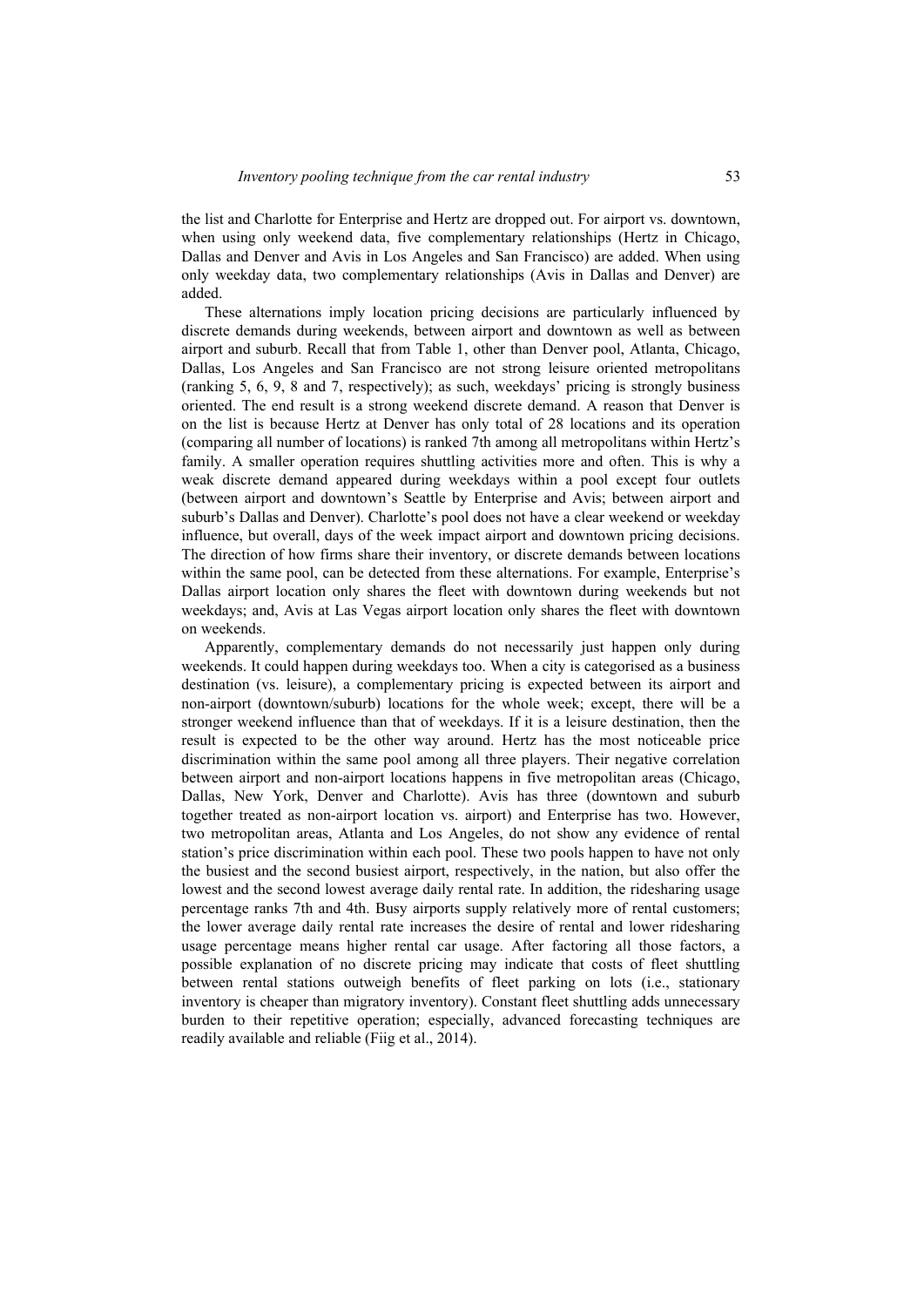the list and Charlotte for Enterprise and Hertz are dropped out. For airport vs. downtown, when using only weekend data, five complementary relationships (Hertz in Chicago, Dallas and Denver and Avis in Los Angeles and San Francisco) are added. When using only weekday data, two complementary relationships (Avis in Dallas and Denver) are added.

These alternations imply location pricing decisions are particularly influenced by discrete demands during weekends, between airport and downtown as well as between airport and suburb. Recall that from Table 1, other than Denver pool, Atlanta, Chicago, Dallas, Los Angeles and San Francisco are not strong leisure oriented metropolitans (ranking 5, 6, 9, 8 and 7, respectively); as such, weekdays' pricing is strongly business oriented. The end result is a strong weekend discrete demand. A reason that Denver is on the list is because Hertz at Denver has only total of 28 locations and its operation (comparing all number of locations) is ranked 7th among all metropolitans within Hertz's family. A smaller operation requires shuttling activities more and often. This is why a weak discrete demand appeared during weekdays within a pool except four outlets (between airport and downtown's Seattle by Enterprise and Avis; between airport and suburb's Dallas and Denver). Charlotte's pool does not have a clear weekend or weekday influence, but overall, days of the week impact airport and downtown pricing decisions. The direction of how firms share their inventory, or discrete demands between locations within the same pool, can be detected from these alternations. For example, Enterprise's Dallas airport location only shares the fleet with downtown during weekends but not weekdays; and, Avis at Las Vegas airport location only shares the fleet with downtown on weekends.

Apparently, complementary demands do not necessarily just happen only during weekends. It could happen during weekdays too. When a city is categorised as a business destination (vs. leisure), a complementary pricing is expected between its airport and non-airport (downtown/suburb) locations for the whole week; except, there will be a stronger weekend influence than that of weekdays. If it is a leisure destination, then the result is expected to be the other way around. Hertz has the most noticeable price discrimination within the same pool among all three players. Their negative correlation between airport and non-airport locations happens in five metropolitan areas (Chicago, Dallas, New York, Denver and Charlotte). Avis has three (downtown and suburb together treated as non-airport location vs. airport) and Enterprise has two. However, two metropolitan areas, Atlanta and Los Angeles, do not show any evidence of rental station's price discrimination within each pool. These two pools happen to have not only the busiest and the second busiest airport, respectively, in the nation, but also offer the lowest and the second lowest average daily rental rate. In addition, the ridesharing usage percentage ranks 7th and 4th. Busy airports supply relatively more of rental customers; the lower average daily rental rate increases the desire of rental and lower ridesharing usage percentage means higher rental car usage. After factoring all those factors, a possible explanation of no discrete pricing may indicate that costs of fleet shuttling between rental stations outweigh benefits of fleet parking on lots (i.e., stationary inventory is cheaper than migratory inventory). Constant fleet shuttling adds unnecessary burden to their repetitive operation; especially, advanced forecasting techniques are readily available and reliable (Fiig et al., 2014).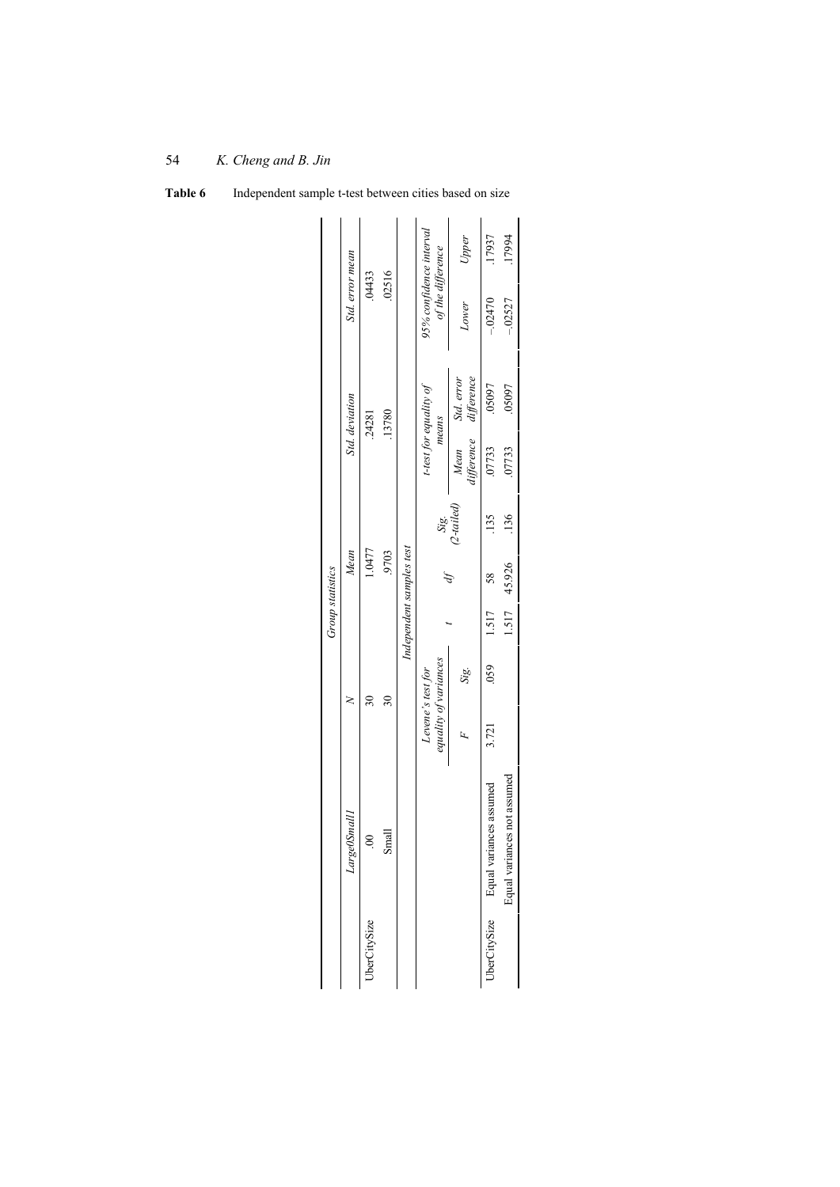**Table 6** Independent sample t-test between cities based on size

| | Large0Small1 | N | Mean | Std. deviation | Std. error mean |
|---|---|---|---|---|---|
| UberCitySize | .00 | 30 | 1.0477 | .24281 | .04433 |
| | Small | 30 | .9703 | .13780 | .02516 |

*Independent samples test*

| | | Levene's test for equality of variances | | t-test for equality of means | | | | | 95% confidence interval of the difference | |
|---|---|---|---|---|---|---|---|---|---|---|
| | | F | Sig. | t | df | Sig. (2-tailed) | Mean difference | Std. error difference | Lower | Upper |
| UberCitySize | Equal variances assumed | 3.721 | .059 | 1.517 | 58 | .135 | .07733 | .05097 | –.02470 | .17937 |
| | Equal variances not assumed | | | 1.517 | 45.926 | .136 | .07733 | .05097 | –.02527 | .17994 |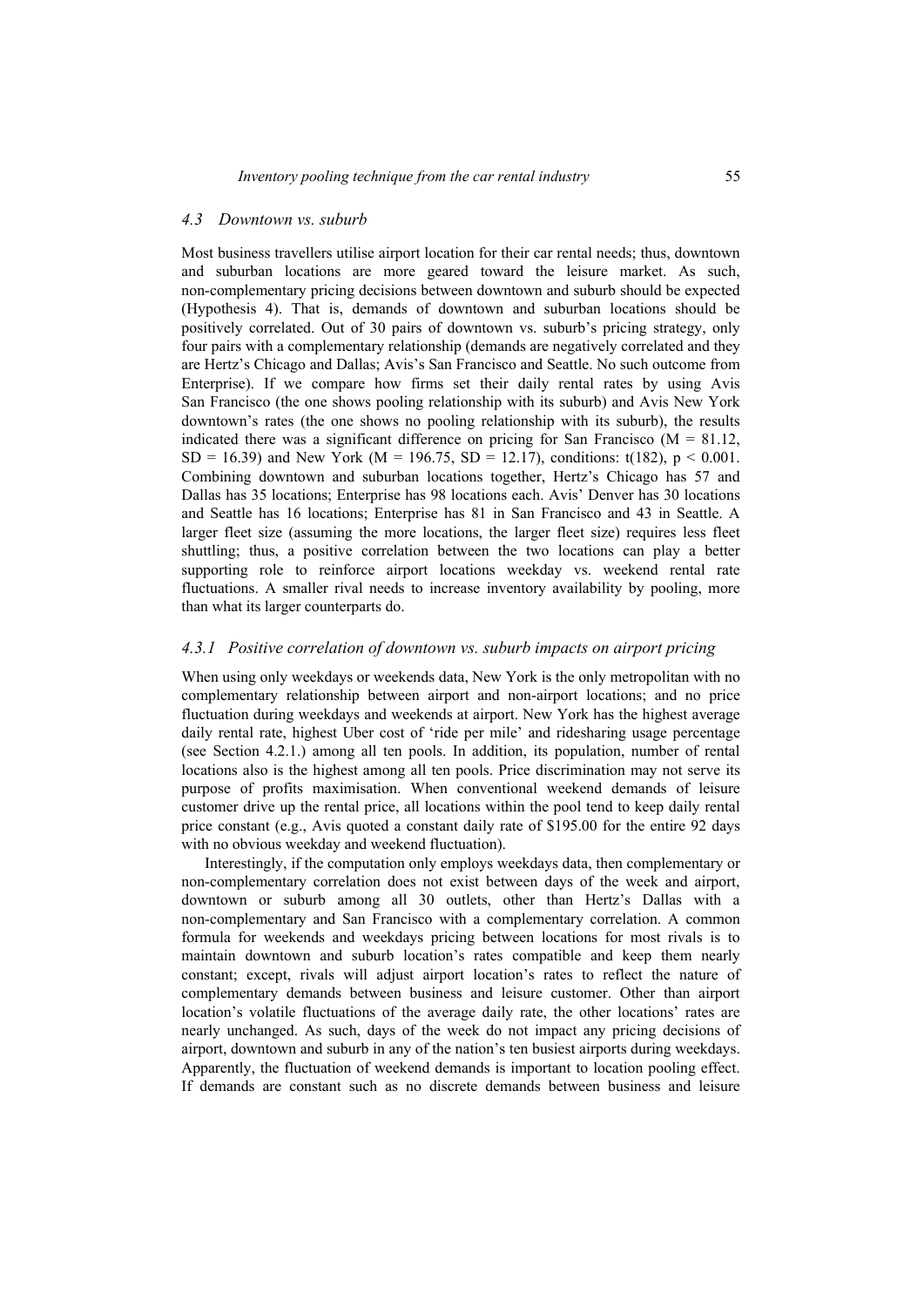### *4.3 Downtown vs. suburb*

Most business travellers utilise airport location for their car rental needs; thus, downtown and suburban locations are more geared toward the leisure market. As such, non-complementary pricing decisions between downtown and suburb should be expected (Hypothesis 4). That is, demands of downtown and suburban locations should be positively correlated. Out of 30 pairs of downtown vs. suburb's pricing strategy, only four pairs with a complementary relationship (demands are negatively correlated and they are Hertz's Chicago and Dallas; Avis's San Francisco and Seattle. No such outcome from Enterprise). If we compare how firms set their daily rental rates by using Avis San Francisco (the one shows pooling relationship with its suburb) and Avis New York downtown's rates (the one shows no pooling relationship with its suburb), the results indicated there was a significant difference on pricing for San Francisco ($M = 81.12$, $SD = 16.39$) and New York ($M = 196.75$, $SD = 12.17$), conditions: $t(182)$, $p < 0.001$. Combining downtown and suburban locations together, Hertz's Chicago has 57 and Dallas has 35 locations; Enterprise has 98 locations each. Avis' Denver has 30 locations and Seattle has 16 locations; Enterprise has 81 in San Francisco and 43 in Seattle. A larger fleet size (assuming the more locations, the larger fleet size) requires less fleet shuttling; thus, a positive correlation between the two locations can play a better supporting role to reinforce airport locations weekday vs. weekend rental rate fluctuations. A smaller rival needs to increase inventory availability by pooling, more than what its larger counterparts do.

#### *4.3.1 Positive correlation of downtown vs. suburb impacts on airport pricing*

When using only weekdays or weekends data, New York is the only metropolitan with no complementary relationship between airport and non-airport locations; and no price fluctuation during weekdays and weekends at airport. New York has the highest average daily rental rate, highest Uber cost of 'ride per mile' and ridesharing usage percentage (see Section 4.2.1.) among all ten pools. In addition, its population, number of rental locations also is the highest among all ten pools. Price discrimination may not serve its purpose of profits maximisation. When conventional weekend demands of leisure customer drive up the rental price, all locations within the pool tend to keep daily rental price constant (e.g., Avis quoted a constant daily rate of \$195.00 for the entire 92 days with no obvious weekday and weekend fluctuation).

Interestingly, if the computation only employs weekdays data, then complementary or non-complementary correlation does not exist between days of the week and airport, downtown or suburb among all 30 outlets, other than Hertz's Dallas with a non-complementary and San Francisco with a complementary correlation. A common formula for weekends and weekdays pricing between locations for most rivals is to maintain downtown and suburb location's rates compatible and keep them nearly constant; except, rivals will adjust airport location's rates to reflect the nature of complementary demands between business and leisure customer. Other than airport location's volatile fluctuations of the average daily rate, the other locations' rates are nearly unchanged. As such, days of the week do not impact any pricing decisions of airport, downtown and suburb in any of the nation's ten busiest airports during weekdays. Apparently, the fluctuation of weekend demands is important to location pooling effect. If demands are constant such as no discrete demands between business and leisure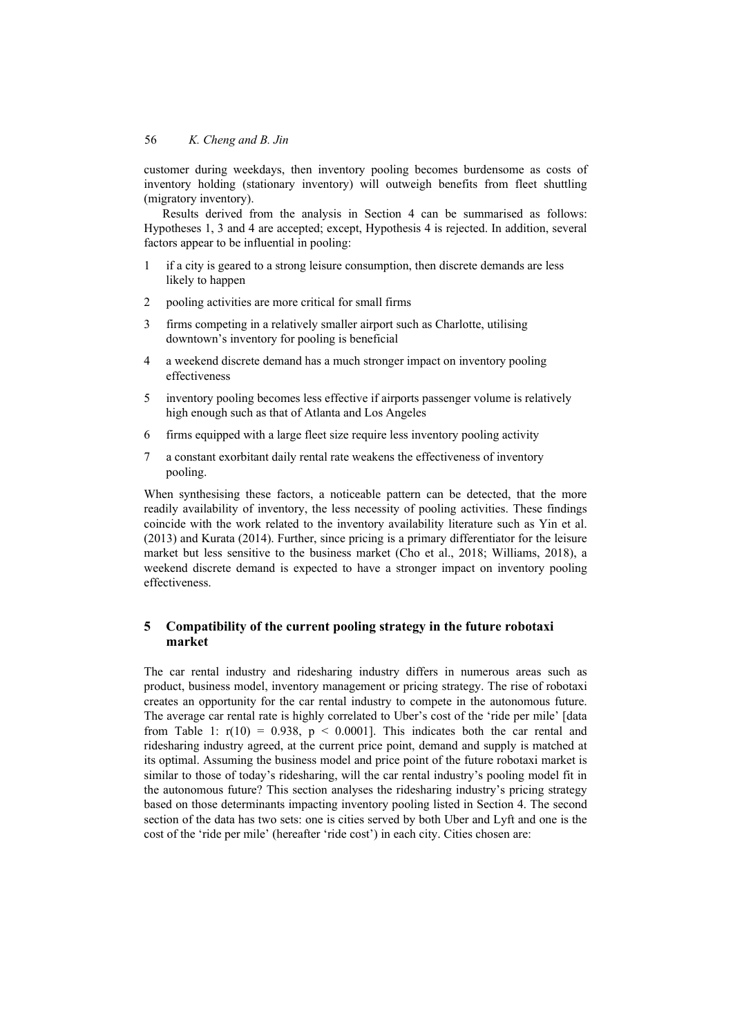customer during weekdays, then inventory pooling becomes burdensome as costs of inventory holding (stationary inventory) will outweigh benefits from fleet shuttling (migratory inventory).

Results derived from the analysis in Section 4 can be summarised as follows: Hypotheses 1, 3 and 4 are accepted; except, Hypothesis 4 is rejected. In addition, several factors appear to be influential in pooling:

1. if a city is geared to a strong leisure consumption, then discrete demands are less likely to happen
2. pooling activities are more critical for small firms
3. firms competing in a relatively smaller airport such as Charlotte, utilising downtown's inventory for pooling is beneficial
4. a weekend discrete demand has a much stronger impact on inventory pooling effectiveness
5. inventory pooling becomes less effective if airports passenger volume is relatively high enough such as that of Atlanta and Los Angeles
6. firms equipped with a large fleet size require less inventory pooling activity
7. a constant exorbitant daily rental rate weakens the effectiveness of inventory pooling.

When synthesising these factors, a noticeable pattern can be detected, that the more readily availability of inventory, the less necessity of pooling activities. These findings coincide with the work related to the inventory availability literature such as Yin et al. (2013) and Kurata (2014). Further, since pricing is a primary differentiator for the leisure market but less sensitive to the business market (Cho et al., 2018; Williams, 2018), a weekend discrete demand is expected to have a stronger impact on inventory pooling effectiveness.

## 5 Compatibility of the current pooling strategy in the future robotaxi market

The car rental industry and ridesharing industry differs in numerous areas such as product, business model, inventory management or pricing strategy. The rise of robotaxi creates an opportunity for the car rental industry to compete in the autonomous future. The average car rental rate is highly correlated to Uber's cost of the 'ride per mile' [data from Table 1: $r(10) = 0.938$, $p < 0.0001$]. This indicates both the car rental and ridesharing industry agreed, at the current price point, demand and supply is matched at its optimal. Assuming the business model and price point of the future robotaxi market is similar to those of today's ridesharing, will the car rental industry's pooling model fit in the autonomous future? This section analyses the ridesharing industry's pricing strategy based on those determinants impacting inventory pooling listed in Section 4. The second section of the data has two sets: one is cities served by both Uber and Lyft and one is the cost of the 'ride per mile' (hereafter 'ride cost') in each city. Cities chosen are: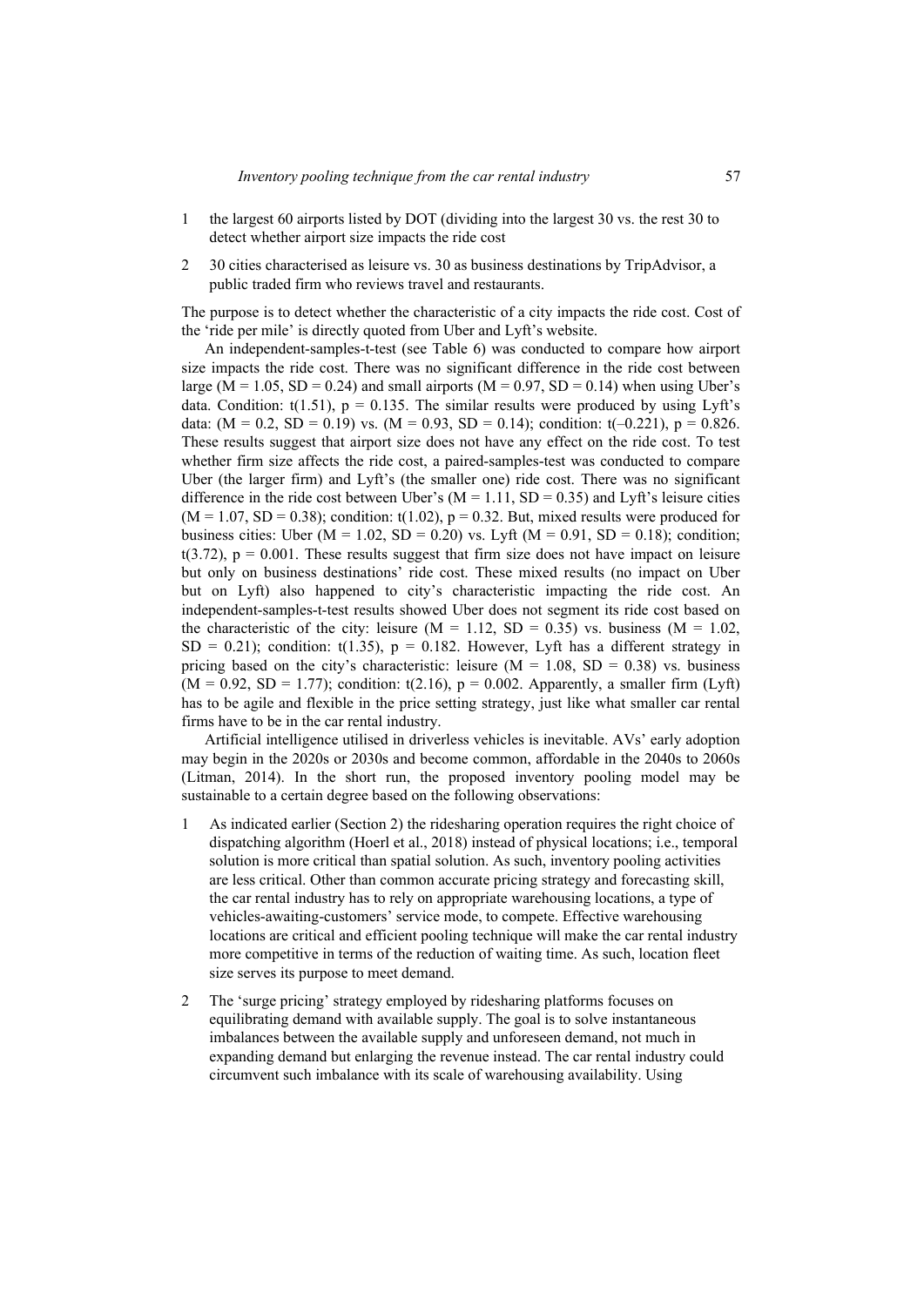1. the largest 60 airports listed by DOT (dividing into the largest 30 vs. the rest 30 to detect whether airport size impacts the ride cost
2. 30 cities characterised as leisure vs. 30 as business destinations by TripAdvisor, a public traded firm who reviews travel and restaurants.

The purpose is to detect whether the characteristic of a city impacts the ride cost. Cost of the 'ride per mile' is directly quoted from Uber and Lyft's website.

An independent-samples-t-test (see Table 6) was conducted to compare how airport size impacts the ride cost. There was no significant difference in the ride cost between large ($M = 1.05$, $SD = 0.24$) and small airports ($M = 0.97$, $SD = 0.14$) when using Uber's data. Condition: $t(1.51)$, $p = 0.135$. The similar results were produced by using Lyft's data: ($M = 0.2$, $SD = 0.19$) vs. ($M = 0.93$, $SD = 0.14$); condition: $t(-0.221)$, $p = 0.826$. These results suggest that airport size does not have any effect on the ride cost. To test whether firm size affects the ride cost, a paired-samples-test was conducted to compare Uber (the larger firm) and Lyft's (the smaller one) ride cost. There was no significant difference in the ride cost between Uber's ($M = 1.11$, $SD = 0.35$) and Lyft's leisure cities ($M = 1.07$, $SD = 0.38$); condition: $t(1.02)$, $p = 0.32$. But, mixed results were produced for business cities: Uber ($M = 1.02$, $SD = 0.20$) vs. Lyft ($M = 0.91$, $SD = 0.18$); condition; $t(3.72)$, $p = 0.001$. These results suggest that firm size does not have impact on leisure but only on business destinations' ride cost. These mixed results (no impact on Uber but on Lyft) also happened to city's characteristic impacting the ride cost. An independent-samples-t-test results showed Uber does not segment its ride cost based on the characteristic of the city: leisure ($M = 1.12$, $SD = 0.35$) vs. business ($M = 1.02$, $SD = 0.21$); condition: $t(1.35)$, $p = 0.182$. However, Lyft has a different strategy in pricing based on the city's characteristic: leisure ($M = 1.08$, $SD = 0.38$) vs. business ($M = 0.92$, $SD = 1.77$); condition: $t(2.16)$, $p = 0.002$. Apparently, a smaller firm (Lyft) has to be agile and flexible in the price setting strategy, just like what smaller car rental firms have to be in the car rental industry.

Artificial intelligence utilised in driverless vehicles is inevitable. AVs' early adoption may begin in the 2020s or 2030s and become common, affordable in the 2040s to 2060s (Litman, 2014). In the short run, the proposed inventory pooling model may be sustainable to a certain degree based on the following observations:

1. As indicated earlier (Section 2) the ridesharing operation requires the right choice of dispatching algorithm (Hoerl et al., 2018) instead of physical locations; i.e., temporal solution is more critical than spatial solution. As such, inventory pooling activities are less critical. Other than common accurate pricing strategy and forecasting skill, the car rental industry has to rely on appropriate warehousing locations, a type of vehicles-awaiting-customers' service mode, to compete. Effective warehousing locations are critical and efficient pooling technique will make the car rental industry more competitive in terms of the reduction of waiting time. As such, location fleet size serves its purpose to meet demand.
2. The 'surge pricing' strategy employed by ridesharing platforms focuses on equilibrating demand with available supply. The goal is to solve instantaneous imbalances between the available supply and unforeseen demand, not much in expanding demand but enlarging the revenue instead. The car rental industry could circumvent such imbalance with its scale of warehousing availability. Using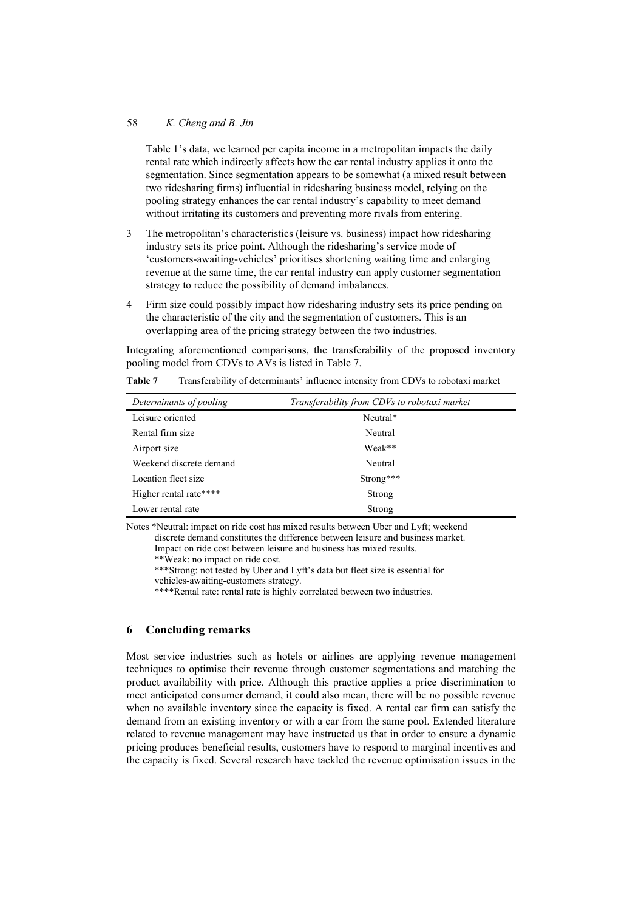Table 1's data, we learned per capita income in a metropolitan impacts the daily rental rate which indirectly affects how the car rental industry applies it onto the segmentation. Since segmentation appears to be somewhat (a mixed result between two ridesharing firms) influential in ridesharing business model, relying on the pooling strategy enhances the car rental industry's capability to meet demand without irritating its customers and preventing more rivals from entering.

3 The metropolitan's characteristics (leisure vs. business) impact how ridesharing industry sets its price point. Although the ridesharing's service mode of 'customers-awaiting-vehicles' prioritises shortening waiting time and enlarging revenue at the same time, the car rental industry can apply customer segmentation strategy to reduce the possibility of demand imbalances.

4 Firm size could possibly impact how ridesharing industry sets its price pending on the characteristic of the city and the segmentation of customers. This is an overlapping area of the pricing strategy between the two industries.

Integrating aforementioned comparisons, the transferability of the proposed inventory pooling model from CDVs to AVs is listed in Table 7.

**Table 7** Transferability of determinants' influence intensity from CDVs to robotaxi market

| *Determinants of pooling* | *Transferability from CDVs to robotaxi market* |
|---|---|
| Leisure oriented | Neutral* |
| Rental firm size | Neutral |
| Airport size | Weak** |
| Weekend discrete demand | Neutral |
| Location fleet size | Strong*** |
| Higher rental rate**** | Strong |
| Lower rental rate | Strong |

Notes *Neutral: impact on ride cost has mixed results between Uber and Lyft; weekend discrete demand constitutes the difference between leisure and business market. Impact on ride cost between leisure and business has mixed results.
**Weak: no impact on ride cost.
***Strong: not tested by Uber and Lyft's data but fleet size is essential for vehicles-awaiting-customers strategy.
****Rental rate: rental rate is highly correlated between two industries.

## 6 Concluding remarks

Most service industries such as hotels or airlines are applying revenue management techniques to optimise their revenue through customer segmentations and matching the product availability with price. Although this practice applies a price discrimination to meet anticipated consumer demand, it could also mean, there will be no possible revenue when no available inventory since the capacity is fixed. A rental car firm can satisfy the demand from an existing inventory or with a car from the same pool. Extended literature related to revenue management may have instructed us that in order to ensure a dynamic pricing produces beneficial results, customers have to respond to marginal incentives and the capacity is fixed. Several research have tackled the revenue optimisation issues in the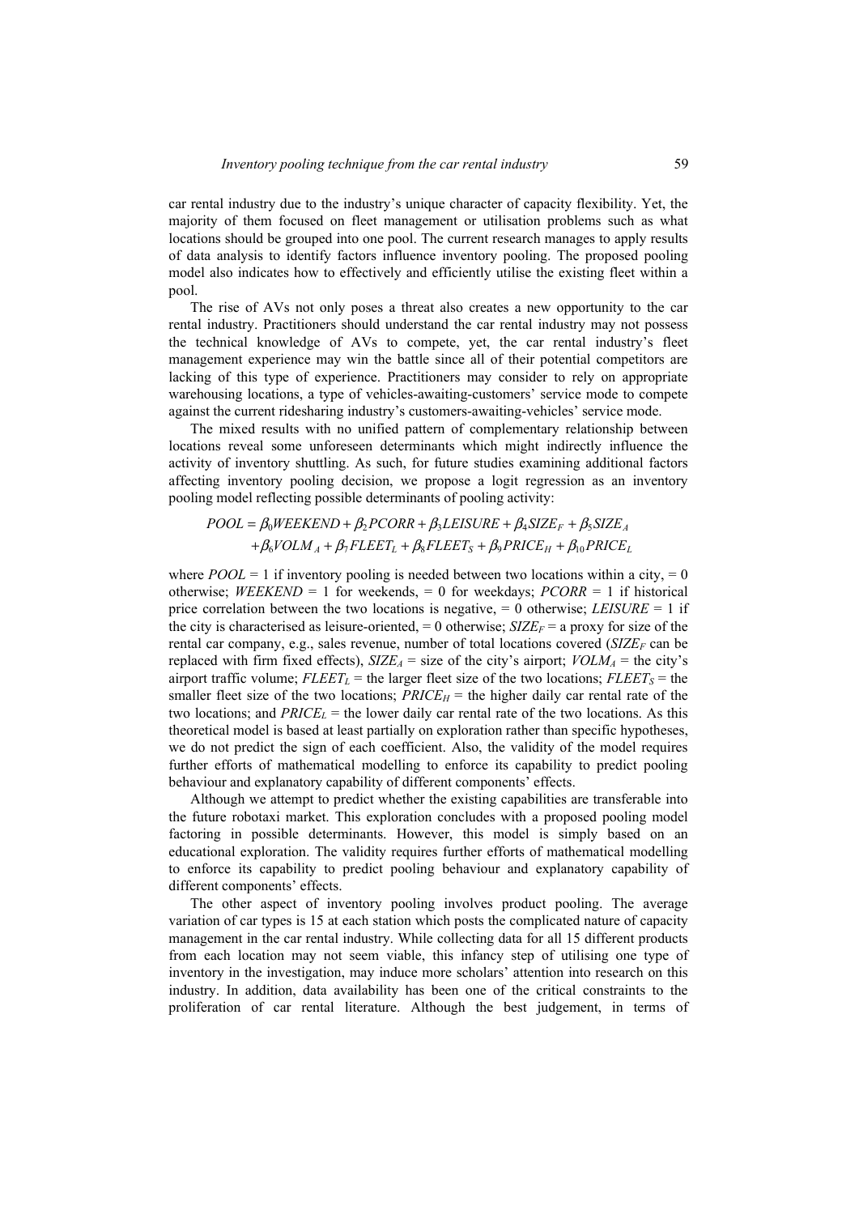car rental industry due to the industry's unique character of capacity flexibility. Yet, the majority of them focused on fleet management or utilisation problems such as what locations should be grouped into one pool. The current research manages to apply results of data analysis to identify factors influence inventory pooling. The proposed pooling model also indicates how to effectively and efficiently utilise the existing fleet within a pool.

The rise of AVs not only poses a threat also creates a new opportunity to the car rental industry. Practitioners should understand the car rental industry may not possess the technical knowledge of AVs to compete, yet, the car rental industry's fleet management experience may win the battle since all of their potential competitors are lacking of this type of experience. Practitioners may consider to rely on appropriate warehousing locations, a type of vehicles-awaiting-customers' service mode to compete against the current ridesharing industry's customers-awaiting-vehicles' service mode.

The mixed results with no unified pattern of complementary relationship between locations reveal some unforeseen determinants which might indirectly influence the activity of inventory shuttling. As such, for future studies examining additional factors affecting inventory pooling decision, we propose a logit regression as an inventory pooling model reflecting possible determinants of pooling activity:

$$
\begin{aligned}
POOL = {} & \beta_0 WEEKEND + \beta_2 PCORR + \beta_3 LEISURE + \beta_4 SIZE_F + \beta_5 SIZE_A \\
& + \beta_6 VOLM_A + \beta_7 FLEET_L + \beta_8 FLEET_S + \beta_9 PRICE_H + \beta_{10} PRICE_L
\end{aligned}
$$

where $POOL = 1$ if inventory pooling is needed between two locations within a city, = 0 otherwise; $WEEKEND = 1$ for weekends, = 0 for weekdays; $PCORR = 1$ if historical price correlation between the two locations is negative, = 0 otherwise; $LEISURE = 1$ if the city is characterised as leisure-oriented, = 0 otherwise; $SIZE_F$ = a proxy for size of the rental car company, e.g., sales revenue, number of total locations covered ($SIZE_F$ can be replaced with firm fixed effects), $SIZE_A$ = size of the city's airport; $VOLM_A$ = the city's airport traffic volume; $FLEET_L$ = the larger fleet size of the two locations; $FLEET_S$ = the smaller fleet size of the two locations; $PRICE_H$ = the higher daily car rental rate of the two locations; and $PRICE_L$ = the lower daily car rental rate of the two locations. As this theoretical model is based at least partially on exploration rather than specific hypotheses, we do not predict the sign of each coefficient. Also, the validity of the model requires further efforts of mathematical modelling to enforce its capability to predict pooling behaviour and explanatory capability of different components' effects.

Although we attempt to predict whether the existing capabilities are transferable into the future robotaxi market. This exploration concludes with a proposed pooling model factoring in possible determinants. However, this model is simply based on an educational exploration. The validity requires further efforts of mathematical modelling to enforce its capability to predict pooling behaviour and explanatory capability of different components' effects.

The other aspect of inventory pooling involves product pooling. The average variation of car types is 15 at each station which posts the complicated nature of capacity management in the car rental industry. While collecting data for all 15 different products from each location may not seem viable, this infancy step of utilising one type of inventory in the investigation, may induce more scholars' attention into research on this industry. In addition, data availability has been one of the critical constraints to the proliferation of car rental literature. Although the best judgement, in terms of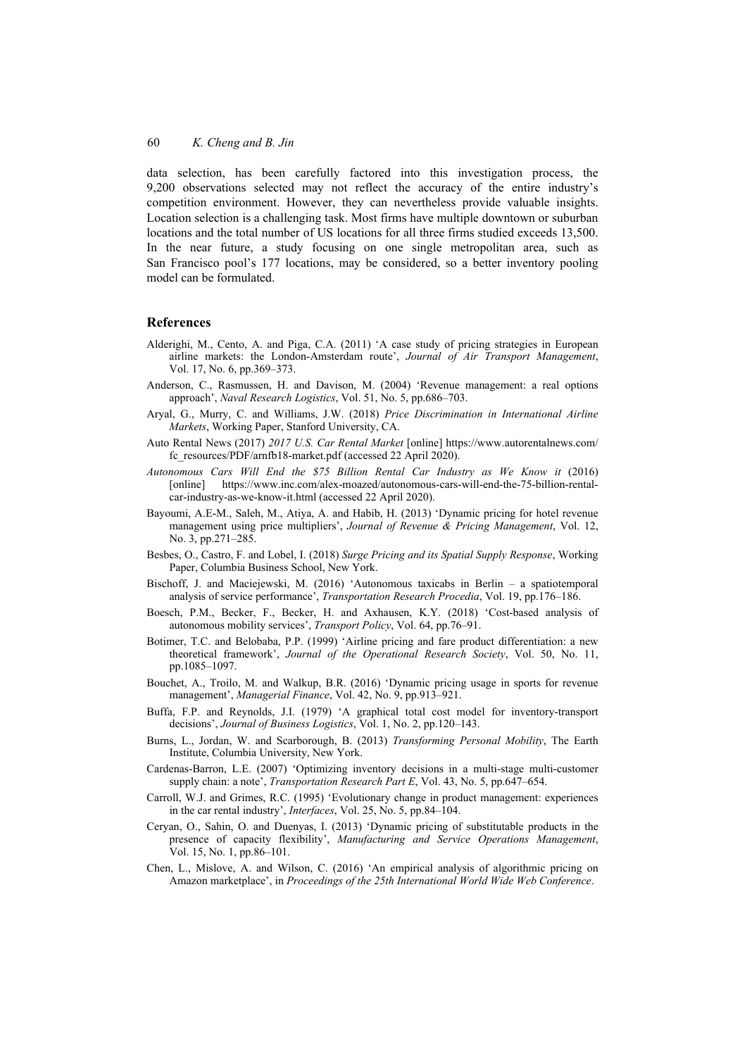data selection, has been carefully factored into this investigation process, the 9,200 observations selected may not reflect the accuracy of the entire industry's competition environment. However, they can nevertheless provide valuable insights. Location selection is a challenging task. Most firms have multiple downtown or suburban locations and the total number of US locations for all three firms studied exceeds 13,500. In the near future, a study focusing on one single metropolitan area, such as San Francisco pool's 177 locations, may be considered, so a better inventory pooling model can be formulated.

## References

Alderighi, M., Cento, A. and Piga, C.A. (2011) 'A case study of pricing strategies in European airline markets: the London-Amsterdam route', *Journal of Air Transport Management*, Vol. 17, No. 6, pp.369–373.

Anderson, C., Rasmussen, H. and Davison, M. (2004) 'Revenue management: a real options approach', *Naval Research Logistics*, Vol. 51, No. 5, pp.686–703.

Aryal, G., Murry, C. and Williams, J.W. (2018) *Price Discrimination in International Airline Markets*, Working Paper, Stanford University, CA.

Auto Rental News (2017) *2017 U.S. Car Rental Market* [online] https://www.autorentalnews.com/fc_resources/PDF/arnfb18-market.pdf (accessed 22 April 2020).

*Autonomous Cars Will End the $75 Billion Rental Car Industry as We Know it* (2016) [online] https://www.inc.com/alex-moazed/autonomous-cars-will-end-the-75-billion-rental-car-industry-as-we-know-it.html (accessed 22 April 2020).

Bayoumi, A.E-M., Saleh, M., Atiya, A. and Habib, H. (2013) 'Dynamic pricing for hotel revenue management using price multipliers', *Journal of Revenue & Pricing Management*, Vol. 12, No. 3, pp.271–285.

Besbes, O., Castro, F. and Lobel, I. (2018) *Surge Pricing and its Spatial Supply Response*, Working Paper, Columbia Business School, New York.

Bischoff, J. and Maciejewski, M. (2016) 'Autonomous taxicabs in Berlin – a spatiotemporal analysis of service performance', *Transportation Research Procedia*, Vol. 19, pp.176–186.

Boesch, P.M., Becker, F., Becker, H. and Axhausen, K.Y. (2018) 'Cost-based analysis of autonomous mobility services', *Transport Policy*, Vol. 64, pp.76–91.

Botimer, T.C. and Belobaba, P.P. (1999) 'Airline pricing and fare product differentiation: a new theoretical framework', *Journal of the Operational Research Society*, Vol. 50, No. 11, pp.1085–1097.

Bouchet, A., Troilo, M. and Walkup, B.R. (2016) 'Dynamic pricing usage in sports for revenue management', *Managerial Finance*, Vol. 42, No. 9, pp.913–921.

Buffa, F.P. and Reynolds, J.I. (1979) 'A graphical total cost model for inventory-transport decisions', *Journal of Business Logistics*, Vol. 1, No. 2, pp.120–143.

Burns, L., Jordan, W. and Scarborough, B. (2013) *Transforming Personal Mobility*, The Earth Institute, Columbia University, New York.

Cardenas-Barron, L.E. (2007) 'Optimizing inventory decisions in a multi-stage multi-customer supply chain: a note', *Transportation Research Part E*, Vol. 43, No. 5, pp.647–654.

Carroll, W.J. and Grimes, R.C. (1995) 'Evolutionary change in product management: experiences in the car rental industry', *Interfaces*, Vol. 25, No. 5, pp.84–104.

Ceryan, O., Sahin, O. and Duenyas, I. (2013) 'Dynamic pricing of substitutable products in the presence of capacity flexibility', *Manufacturing and Service Operations Management*, Vol. 15, No. 1, pp.86–101.

Chen, L., Mislove, A. and Wilson, C. (2016) 'An empirical analysis of algorithmic pricing on Amazon marketplace', in *Proceedings of the 25th International World Wide Web Conference*.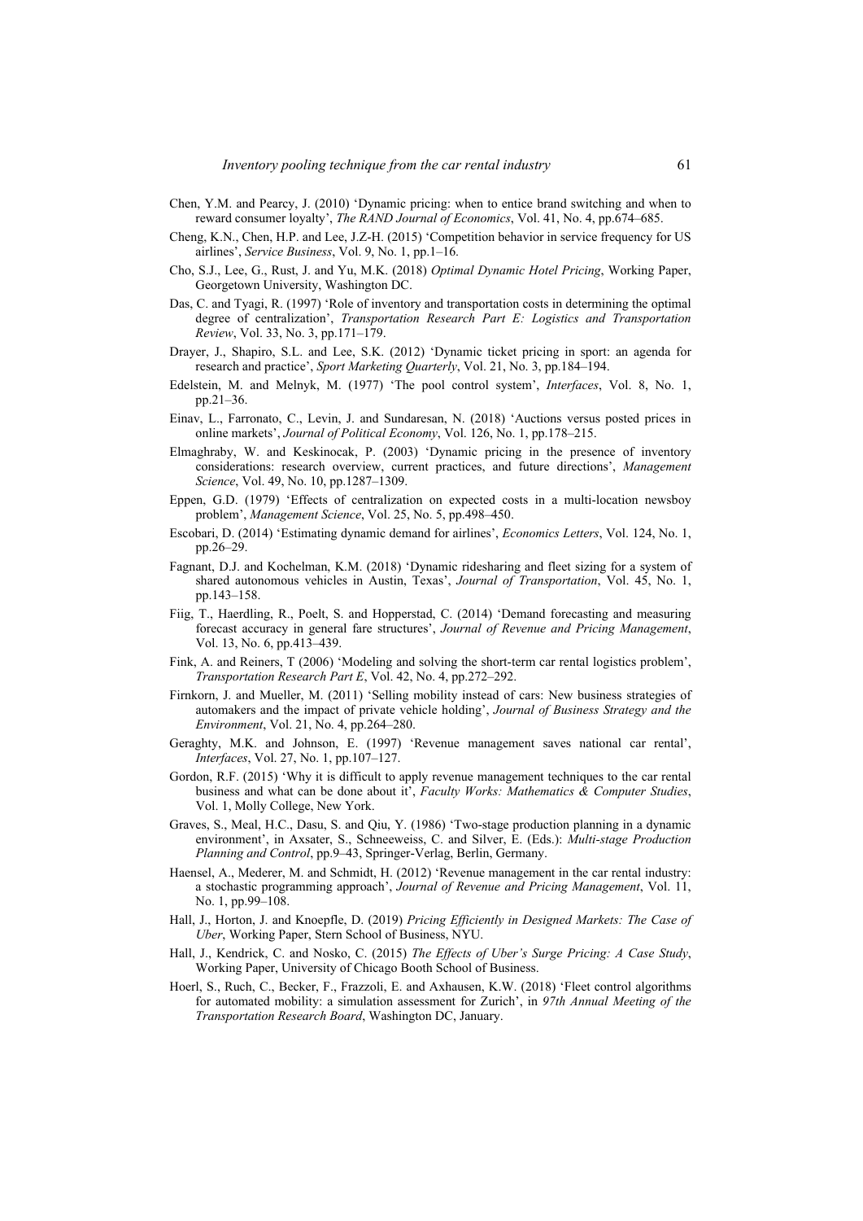Chen, Y.M. and Pearcy, J. (2010) 'Dynamic pricing: when to entice brand switching and when to reward consumer loyalty', *The RAND Journal of Economics*, Vol. 41, No. 4, pp.674–685.

Cheng, K.N., Chen, H.P. and Lee, J.Z-H. (2015) 'Competition behavior in service frequency for US airlines', *Service Business*, Vol. 9, No. 1, pp.1–16.

Cho, S.J., Lee, G., Rust, J. and Yu, M.K. (2018) *Optimal Dynamic Hotel Pricing*, Working Paper, Georgetown University, Washington DC.

Das, C. and Tyagi, R. (1997) 'Role of inventory and transportation costs in determining the optimal degree of centralization', *Transportation Research Part E: Logistics and Transportation Review*, Vol. 33, No. 3, pp.171–179.

Drayer, J., Shapiro, S.L. and Lee, S.K. (2012) 'Dynamic ticket pricing in sport: an agenda for research and practice', *Sport Marketing Quarterly*, Vol. 21, No. 3, pp.184–194.

Edelstein, M. and Melnyk, M. (1977) 'The pool control system', *Interfaces*, Vol. 8, No. 1, pp.21–36.

Einav, L., Farronato, C., Levin, J. and Sundaresan, N. (2018) 'Auctions versus posted prices in online markets', *Journal of Political Economy*, Vol. 126, No. 1, pp.178–215.

Elmaghraby, W. and Keskinocak, P. (2003) 'Dynamic pricing in the presence of inventory considerations: research overview, current practices, and future directions', *Management Science*, Vol. 49, No. 10, pp.1287–1309.

Eppen, G.D. (1979) 'Effects of centralization on expected costs in a multi-location newsboy problem', *Management Science*, Vol. 25, No. 5, pp.498–450.

Escobari, D. (2014) 'Estimating dynamic demand for airlines', *Economics Letters*, Vol. 124, No. 1, pp.26–29.

Fagnant, D.J. and Kochelman, K.M. (2018) 'Dynamic ridesharing and fleet sizing for a system of shared autonomous vehicles in Austin, Texas', *Journal of Transportation*, Vol. 45, No. 1, pp.143–158.

Fiig, T., Haerdling, R., Poelt, S. and Hopperstad, C. (2014) 'Demand forecasting and measuring forecast accuracy in general fare structures', *Journal of Revenue and Pricing Management*, Vol. 13, No. 6, pp.413–439.

Fink, A. and Reiners, T (2006) 'Modeling and solving the short-term car rental logistics problem', *Transportation Research Part E*, Vol. 42, No. 4, pp.272–292.

Firnkorn, J. and Mueller, M. (2011) 'Selling mobility instead of cars: New business strategies of automakers and the impact of private vehicle holding', *Journal of Business Strategy and the Environment*, Vol. 21, No. 4, pp.264–280.

Geraghty, M.K. and Johnson, E. (1997) 'Revenue management saves national car rental', *Interfaces*, Vol. 27, No. 1, pp.107–127.

Gordon, R.F. (2015) 'Why it is difficult to apply revenue management techniques to the car rental business and what can be done about it', *Faculty Works: Mathematics & Computer Studies*, Vol. 1, Molly College, New York.

Graves, S., Meal, H.C., Dasu, S. and Qiu, Y. (1986) 'Two-stage production planning in a dynamic environment', in Axsater, S., Schneeweiss, C. and Silver, E. (Eds.): *Multi-stage Production Planning and Control*, pp.9–43, Springer-Verlag, Berlin, Germany.

Haensel, A., Mederer, M. and Schmidt, H. (2012) 'Revenue management in the car rental industry: a stochastic programming approach', *Journal of Revenue and Pricing Management*, Vol. 11, No. 1, pp.99–108.

Hall, J., Horton, J. and Knoepfle, D. (2019) *Pricing Efficiently in Designed Markets: The Case of Uber*, Working Paper, Stern School of Business, NYU.

Hall, J., Kendrick, C. and Nosko, C. (2015) *The Effects of Uber's Surge Pricing: A Case Study*, Working Paper, University of Chicago Booth School of Business.

Hoerl, S., Ruch, C., Becker, F., Frazzoli, E. and Axhausen, K.W. (2018) 'Fleet control algorithms for automated mobility: a simulation assessment for Zurich', in *97th Annual Meeting of the Transportation Research Board*, Washington DC, January.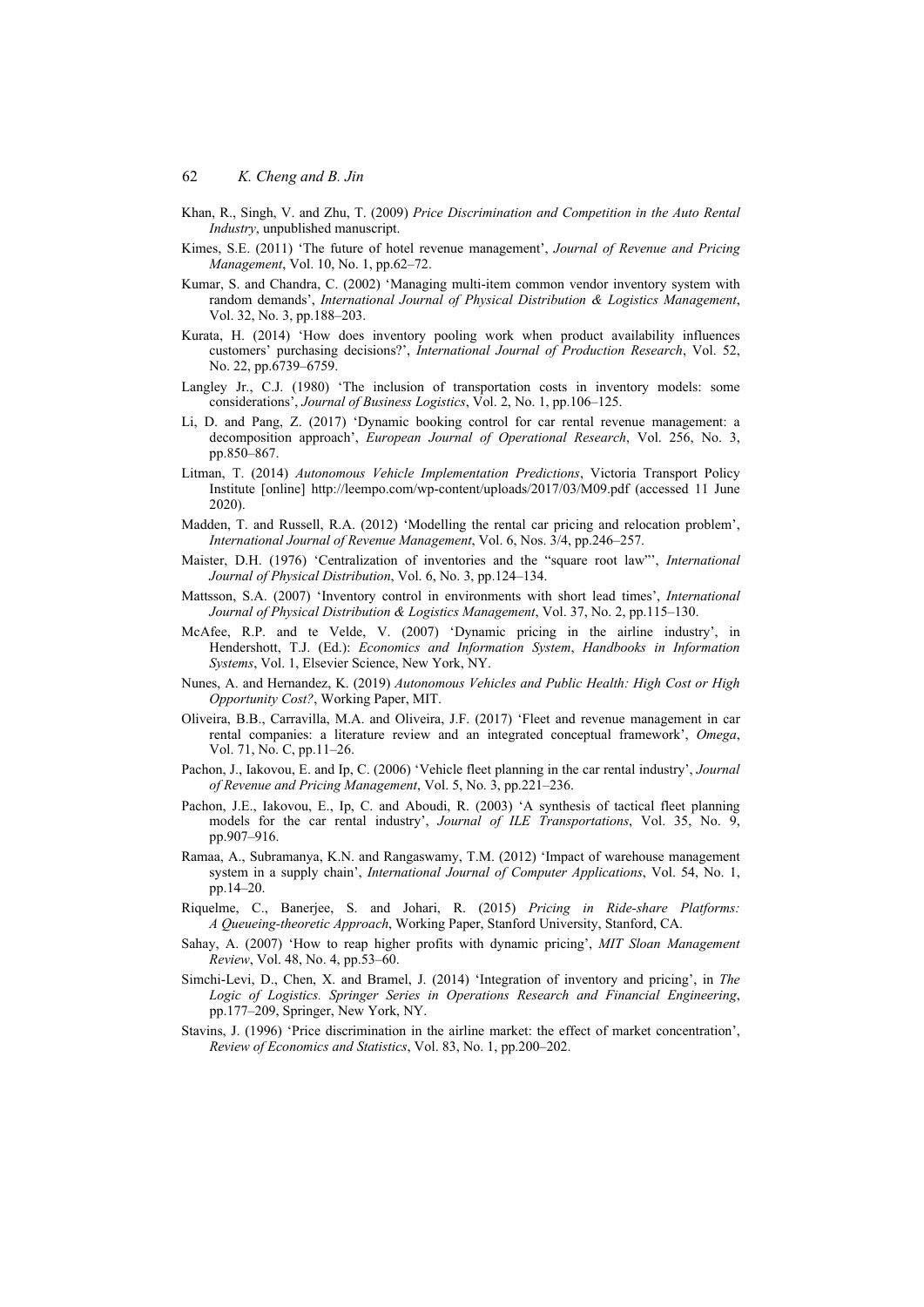Khan, R., Singh, V. and Zhu, T. (2009) *Price Discrimination and Competition in the Auto Rental Industry*, unpublished manuscript.

Kimes, S.E. (2011) 'The future of hotel revenue management', *Journal of Revenue and Pricing Management*, Vol. 10, No. 1, pp.62–72.

Kumar, S. and Chandra, C. (2002) 'Managing multi-item common vendor inventory system with random demands', *International Journal of Physical Distribution & Logistics Management*, Vol. 32, No. 3, pp.188–203.

Kurata, H. (2014) 'How does inventory pooling work when product availability influences customers' purchasing decisions?', *International Journal of Production Research*, Vol. 52, No. 22, pp.6739–6759.

Langley Jr., C.J. (1980) 'The inclusion of transportation costs in inventory models: some considerations', *Journal of Business Logistics*, Vol. 2, No. 1, pp.106–125.

Li, D. and Pang, Z. (2017) 'Dynamic booking control for car rental revenue management: a decomposition approach', *European Journal of Operational Research*, Vol. 256, No. 3, pp.850–867.

Litman, T. (2014) *Autonomous Vehicle Implementation Predictions*, Victoria Transport Policy Institute [online] http://leempo.com/wp-content/uploads/2017/03/M09.pdf (accessed 11 June 2020).

Madden, T. and Russell, R.A. (2012) 'Modelling the rental car pricing and relocation problem', *International Journal of Revenue Management*, Vol. 6, Nos. 3/4, pp.246–257.

Maister, D.H. (1976) 'Centralization of inventories and the "square root law"', *International Journal of Physical Distribution*, Vol. 6, No. 3, pp.124–134.

Mattsson, S.A. (2007) 'Inventory control in environments with short lead times', *International Journal of Physical Distribution & Logistics Management*, Vol. 37, No. 2, pp.115–130.

McAfee, R.P. and te Velde, V. (2007) 'Dynamic pricing in the airline industry', in Hendershott, T.J. (Ed.): *Economics and Information System*, *Handbooks in Information Systems*, Vol. 1, Elsevier Science, New York, NY.

Nunes, A. and Hernandez, K. (2019) *Autonomous Vehicles and Public Health: High Cost or High Opportunity Cost?*, Working Paper, MIT.

Oliveira, B.B., Carravilla, M.A. and Oliveira, J.F. (2017) 'Fleet and revenue management in car rental companies: a literature review and an integrated conceptual framework', *Omega*, Vol. 71, No. C, pp.11–26.

Pachon, J., Iakovou, E. and Ip, C. (2006) 'Vehicle fleet planning in the car rental industry', *Journal of Revenue and Pricing Management*, Vol. 5, No. 3, pp.221–236.

Pachon, J.E., Iakovou, E., Ip, C. and Aboudi, R. (2003) 'A synthesis of tactical fleet planning models for the car rental industry', *Journal of ILE Transportations*, Vol. 35, No. 9, pp.907–916.

Ramaa, A., Subramanya, K.N. and Rangaswamy, T.M. (2012) 'Impact of warehouse management system in a supply chain', *International Journal of Computer Applications*, Vol. 54, No. 1, pp.14–20.

Riquelme, C., Banerjee, S. and Johari, R. (2015) *Pricing in Ride-share Platforms: A Queueing-theoretic Approach*, Working Paper, Stanford University, Stanford, CA.

Sahay, A. (2007) 'How to reap higher profits with dynamic pricing', *MIT Sloan Management Review*, Vol. 48, No. 4, pp.53–60.

Simchi-Levi, D., Chen, X. and Bramel, J. (2014) 'Integration of inventory and pricing', in *The Logic of Logistics. Springer Series in Operations Research and Financial Engineering*, pp.177–209, Springer, New York, NY.

Stavins, J. (1996) 'Price discrimination in the airline market: the effect of market concentration', *Review of Economics and Statistics*, Vol. 83, No. 1, pp.200–202.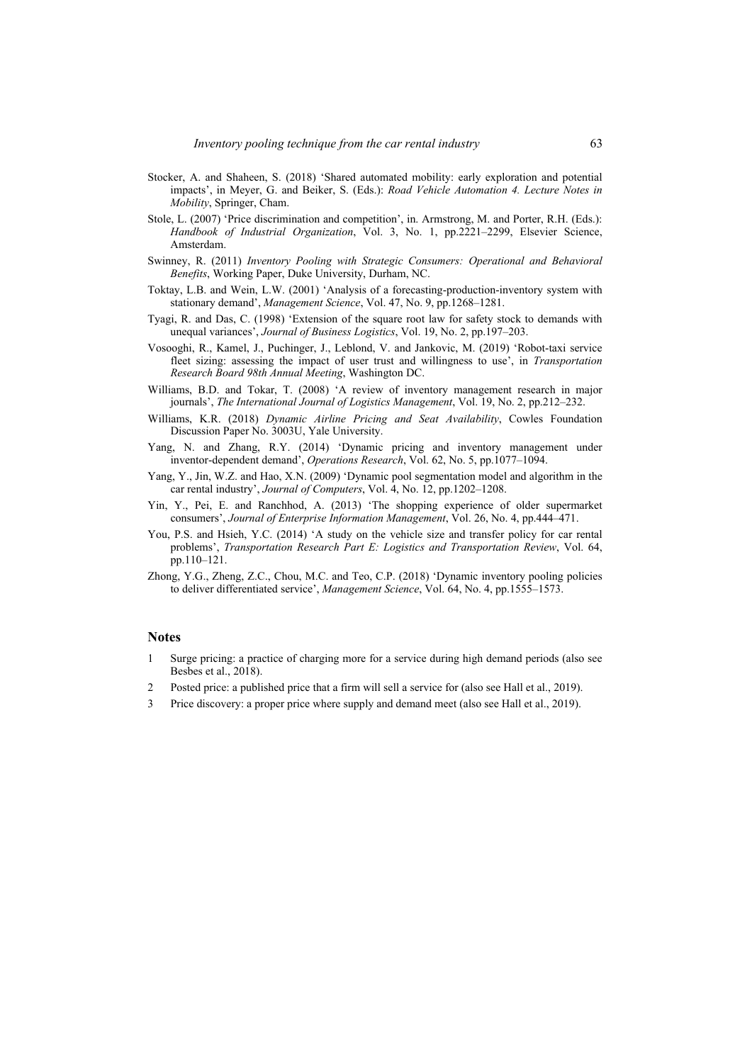Stocker, A. and Shaheen, S. (2018) 'Shared automated mobility: early exploration and potential impacts', in Meyer, G. and Beiker, S. (Eds.): *Road Vehicle Automation 4. Lecture Notes in Mobility*, Springer, Cham.

Stole, L. (2007) 'Price discrimination and competition', in. Armstrong, M. and Porter, R.H. (Eds.): *Handbook of Industrial Organization*, Vol. 3, No. 1, pp.2221–2299, Elsevier Science, Amsterdam.

Swinney, R. (2011) *Inventory Pooling with Strategic Consumers: Operational and Behavioral Benefits*, Working Paper, Duke University, Durham, NC.

Toktay, L.B. and Wein, L.W. (2001) 'Analysis of a forecasting-production-inventory system with stationary demand', *Management Science*, Vol. 47, No. 9, pp.1268–1281.

Tyagi, R. and Das, C. (1998) 'Extension of the square root law for safety stock to demands with unequal variances', *Journal of Business Logistics*, Vol. 19, No. 2, pp.197–203.

Vosooghi, R., Kamel, J., Puchinger, J., Leblond, V. and Jankovic, M. (2019) 'Robot-taxi service fleet sizing: assessing the impact of user trust and willingness to use', in *Transportation Research Board 98th Annual Meeting*, Washington DC.

Williams, B.D. and Tokar, T. (2008) 'A review of inventory management research in major journals', *The International Journal of Logistics Management*, Vol. 19, No. 2, pp.212–232.

Williams, K.R. (2018) *Dynamic Airline Pricing and Seat Availability*, Cowles Foundation Discussion Paper No. 3003U, Yale University.

Yang, N. and Zhang, R.Y. (2014) 'Dynamic pricing and inventory management under inventor-dependent demand', *Operations Research*, Vol. 62, No. 5, pp.1077–1094.

Yang, Y., Jin, W.Z. and Hao, X.N. (2009) 'Dynamic pool segmentation model and algorithm in the car rental industry', *Journal of Computers*, Vol. 4, No. 12, pp.1202–1208.

Yin, Y., Pei, E. and Ranchhod, A. (2013) 'The shopping experience of older supermarket consumers', *Journal of Enterprise Information Management*, Vol. 26, No. 4, pp.444–471.

You, P.S. and Hsieh, Y.C. (2014) 'A study on the vehicle size and transfer policy for car rental problems', *Transportation Research Part E: Logistics and Transportation Review*, Vol. 64, pp.110–121.

Zhong, Y.G., Zheng, Z.C., Chou, M.C. and Teo, C.P. (2018) 'Dynamic inventory pooling policies to deliver differentiated service', *Management Science*, Vol. 64, No. 4, pp.1555–1573.

## Notes

1. Surge pricing: a practice of charging more for a service during high demand periods (also see Besbes et al., 2018).
2. Posted price: a published price that a firm will sell a service for (also see Hall et al., 2019).
3. Price discovery: a proper price where supply and demand meet (also see Hall et al., 2019).